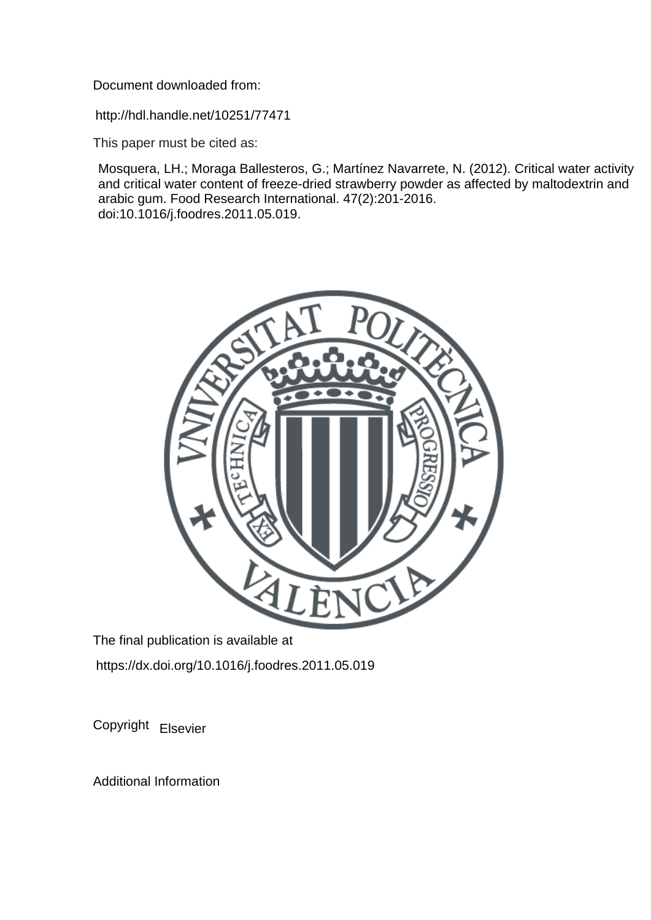Document downloaded from:

http://hdl.handle.net/10251/77471

This paper must be cited as:

Mosquera, LH.; Moraga Ballesteros, G.; Martínez Navarrete, N. (2012). Critical water activity and critical water content of freeze-dried strawberry powder as affected by maltodextrin and arabic gum. Food Research International. 47(2):201-2016. doi:10.1016/j.foodres.2011.05.019.

The final publication is available at

https://dx.doi.org/10.1016/j.foodres.2011.05.019

Copyright Elsevier

Additional Information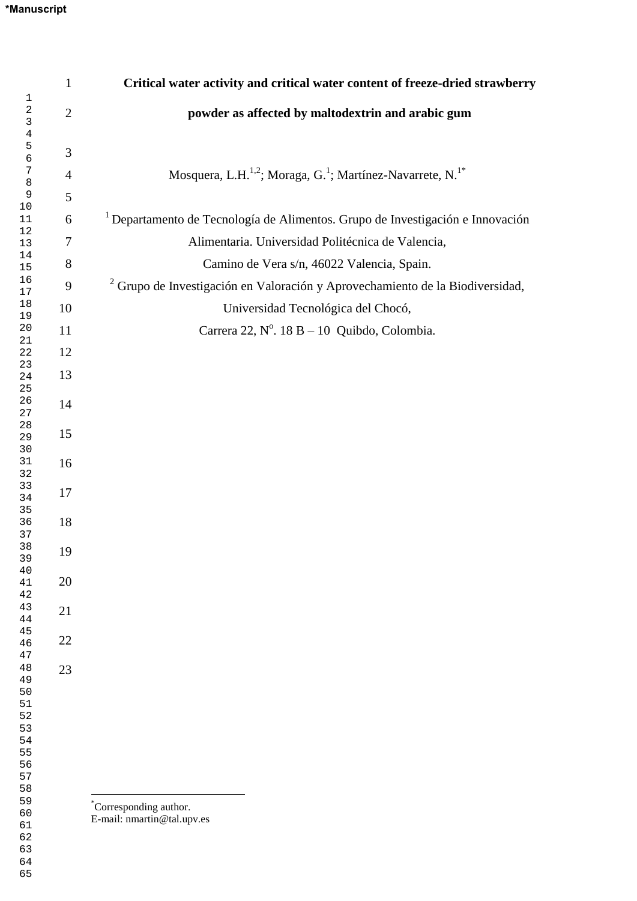# Critical water activity and critical water content of freeze-dried strawberry powder as affected by maltodextrin and arabic gum

Mosquera, L.H.[1,2]; Moraga, G.[1]; Martínez-Navarrete, N.[1*]

[1] Departamento de Tecnología de Alimentos. Grupo de Investigación e Innovación Alimentaria. Universidad Politécnica de Valencia, Camino de Vera s/n, 46022 Valencia, Spain.

[2] Grupo de Investigación en Valoración y Aprovechamiento de la Biodiversidad, Universidad Tecnológica del Chocó, Carrera 22, N$^{o}$. 18 B – 10 Quibdo, Colombia.

[*] Corresponding author.
E-mail: nmartin@tal.upv.es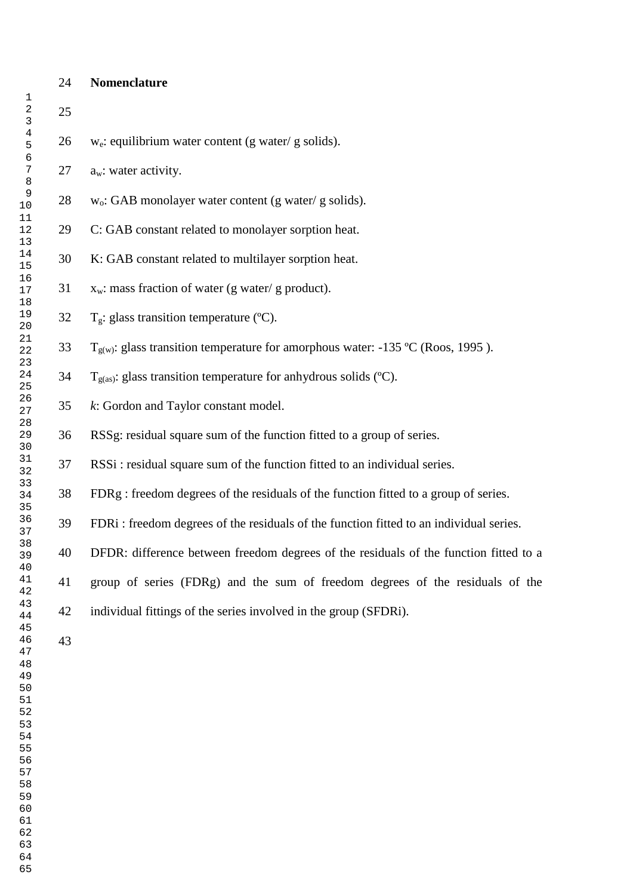## Nomenclature

$w_e$: equilibrium water content (g water/ g solids).

$a_w$: water activity.

$w_o$: GAB monolayer water content (g water/ g solids).

C: GAB constant related to monolayer sorption heat.

K: GAB constant related to multilayer sorption heat.

$x_w$: mass fraction of water (g water/ g product).

$T_g$: glass transition temperature (ºC).

$T_{g(w)}$: glass transition temperature for amorphous water: -135 ºC (Roos, 1995 ).

$T_{g(as)}$: glass transition temperature for anhydrous solids (ºC).

*k*: Gordon and Taylor constant model.

RSSg: residual square sum of the function fitted to a group of series.

RSSi : residual square sum of the function fitted to an individual series.

FDRg : freedom degrees of the residuals of the function fitted to a group of series.

FDRi : freedom degrees of the residuals of the function fitted to an individual series.

DFDR: difference between freedom degrees of the residuals of the function fitted to a group of series (FDRg) and the sum of freedom degrees of the residuals of the individual fittings of the series involved in the group (SFDRi).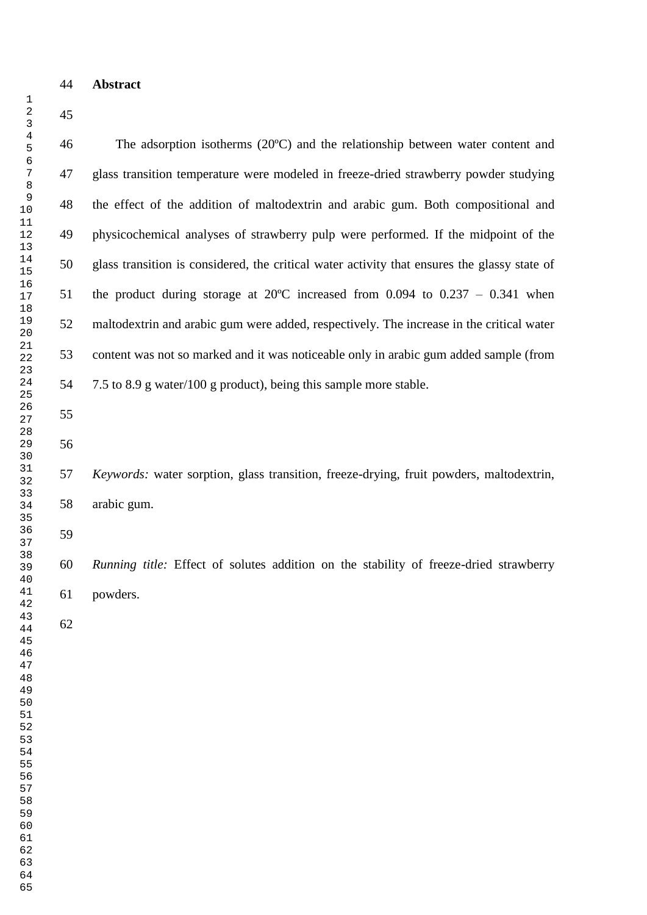## Abstract

The adsorption isotherms (20ºC) and the relationship between water content and glass transition temperature were modeled in freeze-dried strawberry powder studying the effect of the addition of maltodextrin and arabic gum. Both compositional and physicochemical analyses of strawberry pulp were performed. If the midpoint of the glass transition is considered, the critical water activity that ensures the glassy state of the product during storage at 20ºC increased from 0.094 to 0.237 – 0.341 when maltodextrin and arabic gum were added, respectively. The increase in the critical water content was not so marked and it was noticeable only in arabic gum added sample (from 7.5 to 8.9 g water/100 g product), being this sample more stable.

*Keywords:* water sorption, glass transition, freeze-drying, fruit powders, maltodextrin, arabic gum.

*Running title:* Effect of solutes addition on the stability of freeze-dried strawberry powders.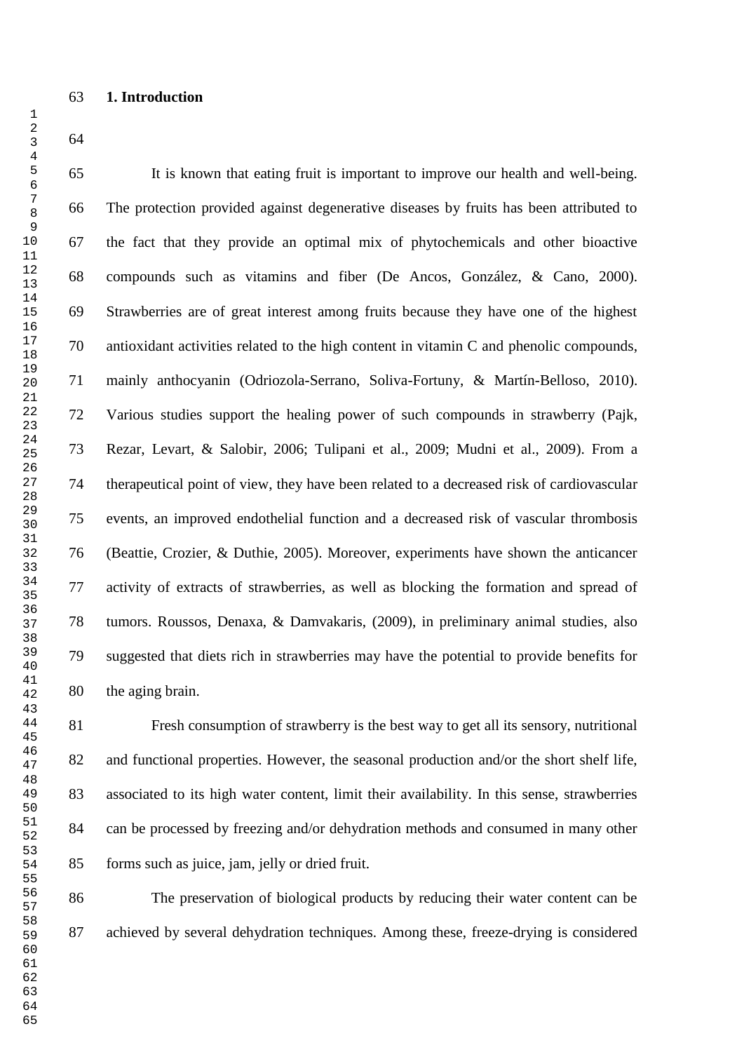## 1. Introduction

It is known that eating fruit is important to improve our health and well-being. The protection provided against degenerative diseases by fruits has been attributed to the fact that they provide an optimal mix of phytochemicals and other bioactive compounds such as vitamins and fiber (De Ancos, González, & Cano, 2000). Strawberries are of great interest among fruits because they have one of the highest antioxidant activities related to the high content in vitamin C and phenolic compounds, mainly anthocyanin (Odriozola-Serrano, Soliva-Fortuny, & Martín-Belloso, 2010). Various studies support the healing power of such compounds in strawberry (Pajk, Rezar, Levart, & Salobir, 2006; Tulipani et al., 2009; Mudni et al., 2009). From a therapeutical point of view, they have been related to a decreased risk of cardiovascular events, an improved endothelial function and a decreased risk of vascular thrombosis (Beattie, Crozier, & Duthie, 2005). Moreover, experiments have shown the anticancer activity of extracts of strawberries, as well as blocking the formation and spread of tumors. Roussos, Denaxa, & Damvakaris, (2009), in preliminary animal studies, also suggested that diets rich in strawberries may have the potential to provide benefits for the aging brain.

Fresh consumption of strawberry is the best way to get all its sensory, nutritional and functional properties. However, the seasonal production and/or the short shelf life, associated to its high water content, limit their availability. In this sense, strawberries can be processed by freezing and/or dehydration methods and consumed in many other forms such as juice, jam, jelly or dried fruit.

The preservation of biological products by reducing their water content can be achieved by several dehydration techniques. Among these, freeze-drying is considered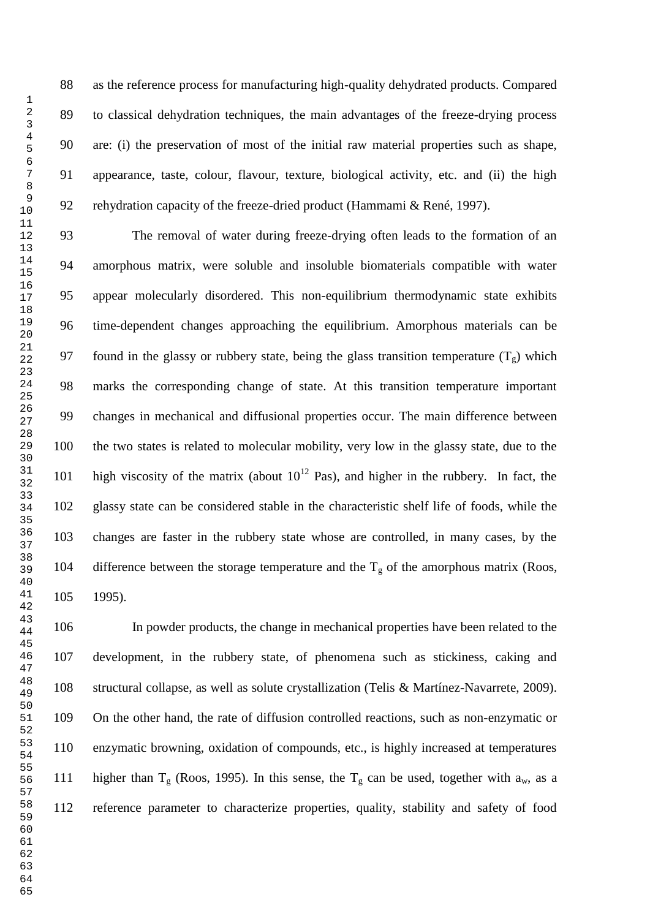as the reference process for manufacturing high-quality dehydrated products. Compared to classical dehydration techniques, the main advantages of the freeze-drying process are: (i) the preservation of most of the initial raw material properties such as shape, appearance, taste, colour, flavour, texture, biological activity, etc. and (ii) the high rehydration capacity of the freeze-dried product (Hammami & René, 1997).

The removal of water during freeze-drying often leads to the formation of an amorphous matrix, were soluble and insoluble biomaterials compatible with water appear molecularly disordered. This non-equilibrium thermodynamic state exhibits time-dependent changes approaching the equilibrium. Amorphous materials can be found in the glassy or rubbery state, being the glass transition temperature ($T_g$) which marks the corresponding change of state. At this transition temperature important changes in mechanical and diffusional properties occur. The main difference between the two states is related to molecular mobility, very low in the glassy state, due to the high viscosity of the matrix (about $10^{12}$ Pas), and higher in the rubbery. In fact, the glassy state can be considered stable in the characteristic shelf life of foods, while the changes are faster in the rubbery state whose are controlled, in many cases, by the difference between the storage temperature and the $T_g$ of the amorphous matrix (Roos, 1995).

In powder products, the change in mechanical properties have been related to the development, in the rubbery state, of phenomena such as stickiness, caking and structural collapse, as well as solute crystallization (Telis & Martínez-Navarrete, 2009). On the other hand, the rate of diffusion controlled reactions, such as non-enzymatic or enzymatic browning, oxidation of compounds, etc., is highly increased at temperatures higher than $T_g$ (Roos, 1995). In this sense, the $T_g$ can be used, together with $a_w$, as a reference parameter to characterize properties, quality, stability and safety of food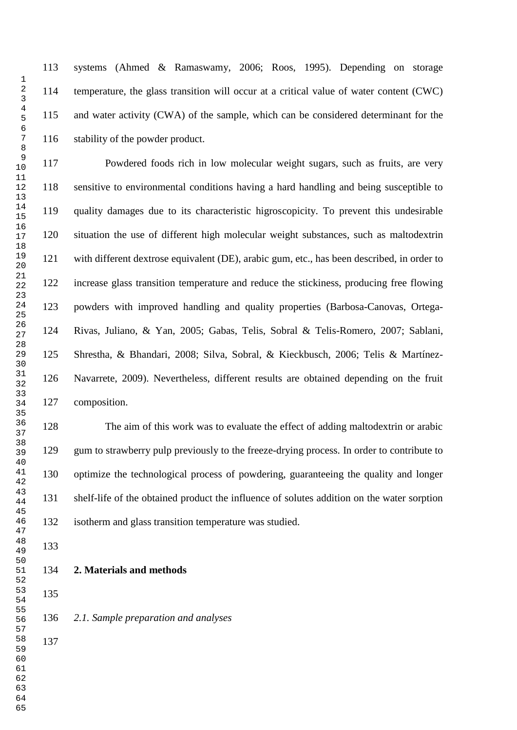systems (Ahmed & Ramaswamy, 2006; Roos, 1995). Depending on storage temperature, the glass transition will occur at a critical value of water content (CWC) and water activity (CWA) of the sample, which can be considered determinant for the stability of the powder product.

Powdered foods rich in low molecular weight sugars, such as fruits, are very sensitive to environmental conditions having a hard handling and being susceptible to quality damages due to its characteristic higroscopicity. To prevent this undesirable situation the use of different high molecular weight substances, such as maltodextrin with different dextrose equivalent (DE), arabic gum, etc., has been described, in order to increase glass transition temperature and reduce the stickiness, producing free flowing powders with improved handling and quality properties (Barbosa-Canovas, Ortega-Rivas, Juliano, & Yan, 2005; Gabas, Telis, Sobral & Telis-Romero, 2007; Sablani, Shrestha, & Bhandari, 2008; Silva, Sobral, & Kieckbusch, 2006; Telis & Martínez-Navarrete, 2009). Nevertheless, different results are obtained depending on the fruit composition.

The aim of this work was to evaluate the effect of adding maltodextrin or arabic gum to strawberry pulp previously to the freeze-drying process. In order to contribute to optimize the technological process of powdering, guaranteeing the quality and longer shelf-life of the obtained product the influence of solutes addition on the water sorption isotherm and glass transition temperature was studied.

## 2. Materials and methods

### *2.1. Sample preparation and analyses*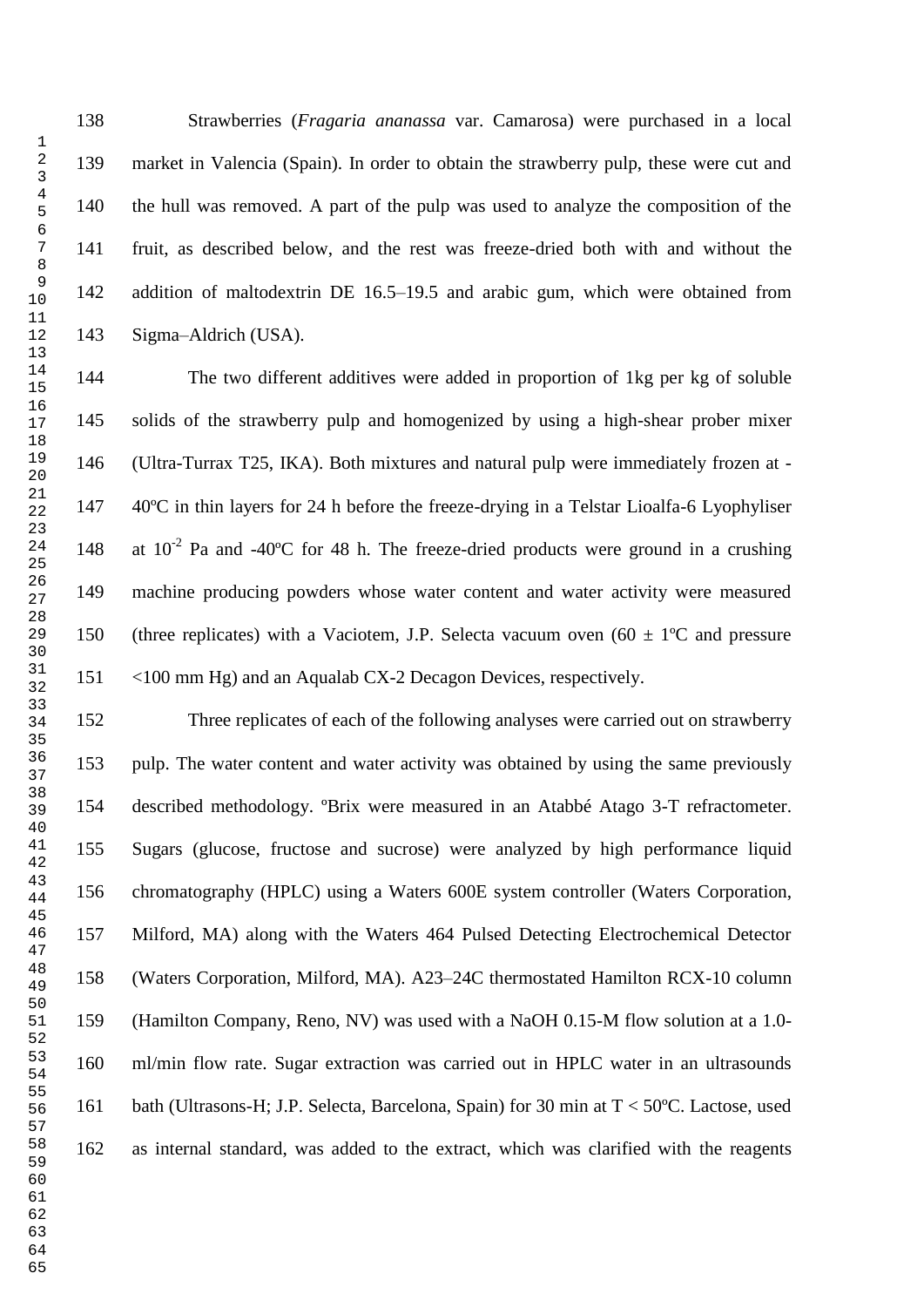Strawberries (*Fragaria ananassa* var. Camarosa) were purchased in a local market in Valencia (Spain). In order to obtain the strawberry pulp, these were cut and the hull was removed. A part of the pulp was used to analyze the composition of the fruit, as described below, and the rest was freeze-dried both with and without the addition of maltodextrin DE 16.5–19.5 and arabic gum, which were obtained from Sigma–Aldrich (USA).

The two different additives were added in proportion of 1kg per kg of soluble solids of the strawberry pulp and homogenized by using a high-shear prober mixer (Ultra-Turrax T25, IKA). Both mixtures and natural pulp were immediately frozen at -40ºC in thin layers for 24 h before the freeze-drying in a Telstar Lioalfa-6 Lyophyliser at $10^{-2}$ Pa and -40ºC for 48 h. The freeze-dried products were ground in a crushing machine producing powders whose water content and water activity were measured (three replicates) with a Vaciotem, J.P. Selecta vacuum oven (60 ± 1ºC and pressure <100 mm Hg) and an Aqualab CX-2 Decagon Devices, respectively.

Three replicates of each of the following analyses were carried out on strawberry pulp. The water content and water activity was obtained by using the same previously described methodology. ºBrix were measured in an Atabbé Atago 3-T refractometer. Sugars (glucose, fructose and sucrose) were analyzed by high performance liquid chromatography (HPLC) using a Waters 600E system controller (Waters Corporation, Milford, MA) along with the Waters 464 Pulsed Detecting Electrochemical Detector (Waters Corporation, Milford, MA). A23–24C thermostated Hamilton RCX-10 column (Hamilton Company, Reno, NV) was used with a NaOH 0.15-M flow solution at a 1.0-ml/min flow rate. Sugar extraction was carried out in HPLC water in an ultrasounds bath (Ultrasons-H; J.P. Selecta, Barcelona, Spain) for 30 min at T < 50ºC. Lactose, used as internal standard, was added to the extract, which was clarified with the reagents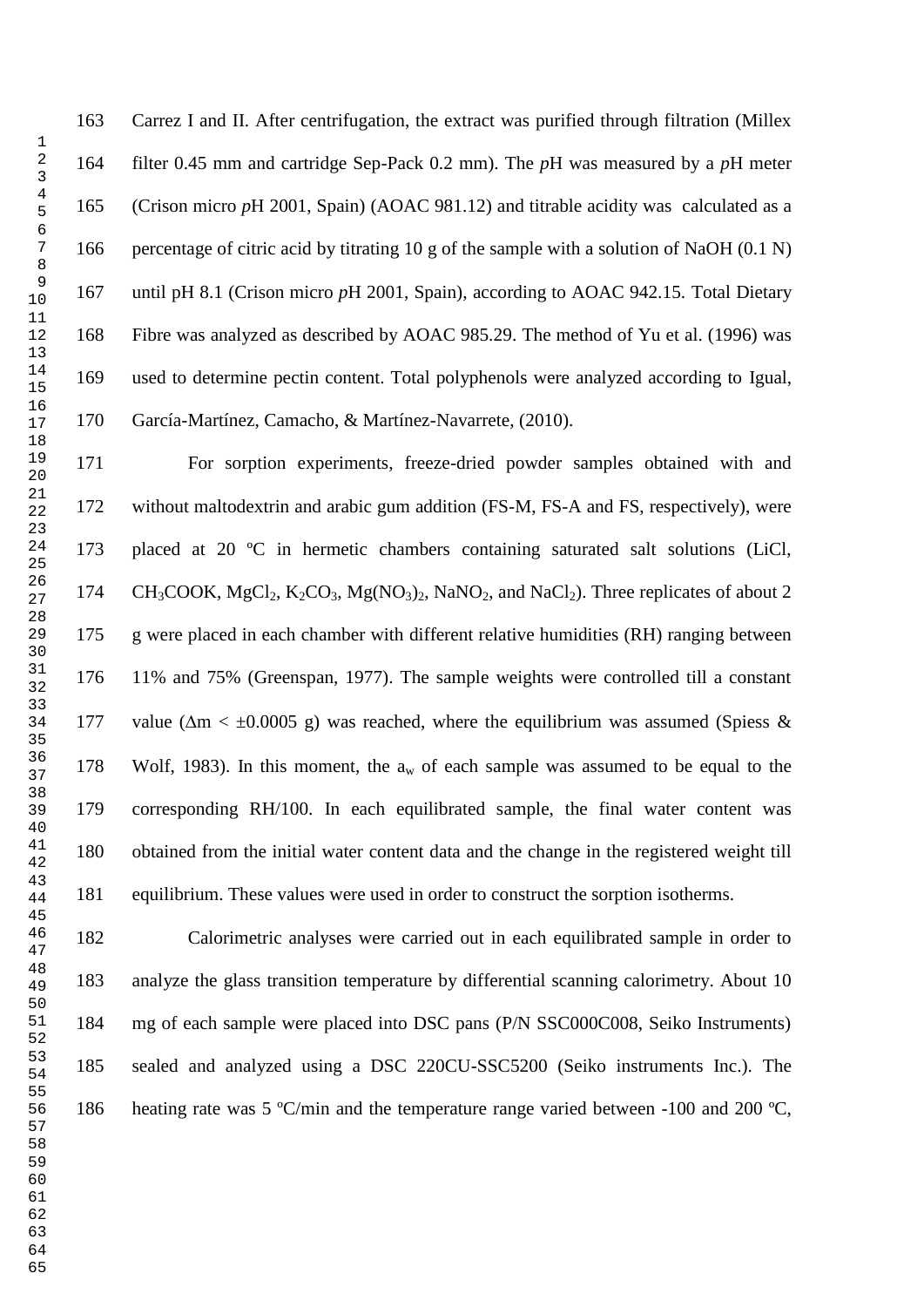Carrez I and II. After centrifugation, the extract was purified through filtration (Millex filter 0.45 mm and cartridge Sep-Pack 0.2 mm). The *p*H was measured by a *p*H meter (Crison micro *p*H 2001, Spain) (AOAC 981.12) and titrable acidity was calculated as a percentage of citric acid by titrating 10 g of the sample with a solution of NaOH (0.1 N) until pH 8.1 (Crison micro *p*H 2001, Spain), according to AOAC 942.15. Total Dietary Fibre was analyzed as described by AOAC 985.29. The method of Yu et al. (1996) was used to determine pectin content. Total polyphenols were analyzed according to Igual, García-Martínez, Camacho, & Martínez-Navarrete, (2010).

For sorption experiments, freeze-dried powder samples obtained with and without maltodextrin and arabic gum addition (FS-M, FS-A and FS, respectively), were placed at 20 ºC in hermetic chambers containing saturated salt solutions (LiCl, $CH_3COOK$, $MgCl_2$, $K_2CO_3$, $Mg(NO_3)_2$, $NaNO_2$, and $NaCl_2$). Three replicates of about 2 g were placed in each chamber with different relative humidities (RH) ranging between 11% and 75% (Greenspan, 1977). The sample weights were controlled till a constant value ($\Delta m < \pm 0.0005$ g) was reached, where the equilibrium was assumed (Spiess & Wolf, 1983). In this moment, the $a_w$ of each sample was assumed to be equal to the corresponding RH/100. In each equilibrated sample, the final water content was obtained from the initial water content data and the change in the registered weight till equilibrium. These values were used in order to construct the sorption isotherms.

Calorimetric analyses were carried out in each equilibrated sample in order to analyze the glass transition temperature by differential scanning calorimetry. About 10 mg of each sample were placed into DSC pans (P/N SSC000C008, Seiko Instruments) sealed and analyzed using a DSC 220CU-SSC5200 (Seiko instruments Inc.). The heating rate was 5 ºC/min and the temperature range varied between -100 and 200 ºC,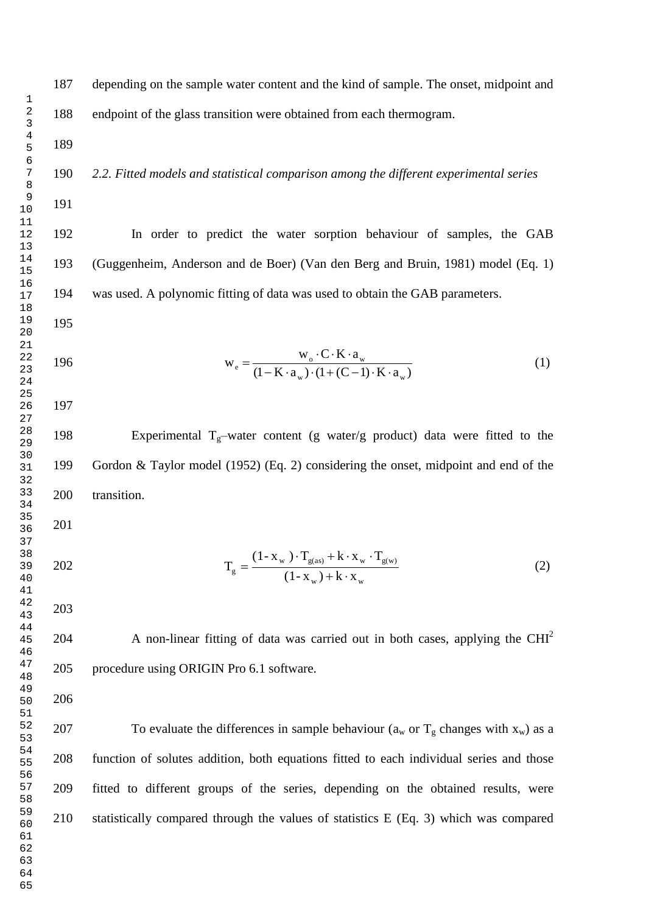depending on the sample water content and the kind of sample. The onset, midpoint and endpoint of the glass transition were obtained from each thermogram.

*2.2. Fitted models and statistical comparison among the different experimental series*

In order to predict the water sorption behaviour of samples, the GAB (Guggenheim, Anderson and de Boer) (Van den Berg and Bruin, 1981) model (Eq. 1) was used. A polynomic fitting of data was used to obtain the GAB parameters.

$$w_e = \frac{w_o \cdot C \cdot K \cdot a_w}{(1 - K \cdot a_w) \cdot (1 + (C - 1) \cdot K \cdot a_w)} \tag{1}$$

Experimental $T_g$–water content (g water/g product) data were fitted to the Gordon & Taylor model (1952) (Eq. 2) considering the onset, midpoint and end of the transition.

$$T_g = \frac{(1 - x_w) \cdot T_{g(as)} + k \cdot x_w \cdot T_{g(w)}}{(1 - x_w) + k \cdot x_w} \tag{2}$$

A non-linear fitting of data was carried out in both cases, applying the $CHI^2$ procedure using ORIGIN Pro 6.1 software.

To evaluate the differences in sample behaviour ($a_w$ or $T_g$ changes with $x_w$) as a function of solutes addition, both equations fitted to each individual series and those fitted to different groups of the series, depending on the obtained results, were statistically compared through the values of statistics E (Eq. 3) which was compared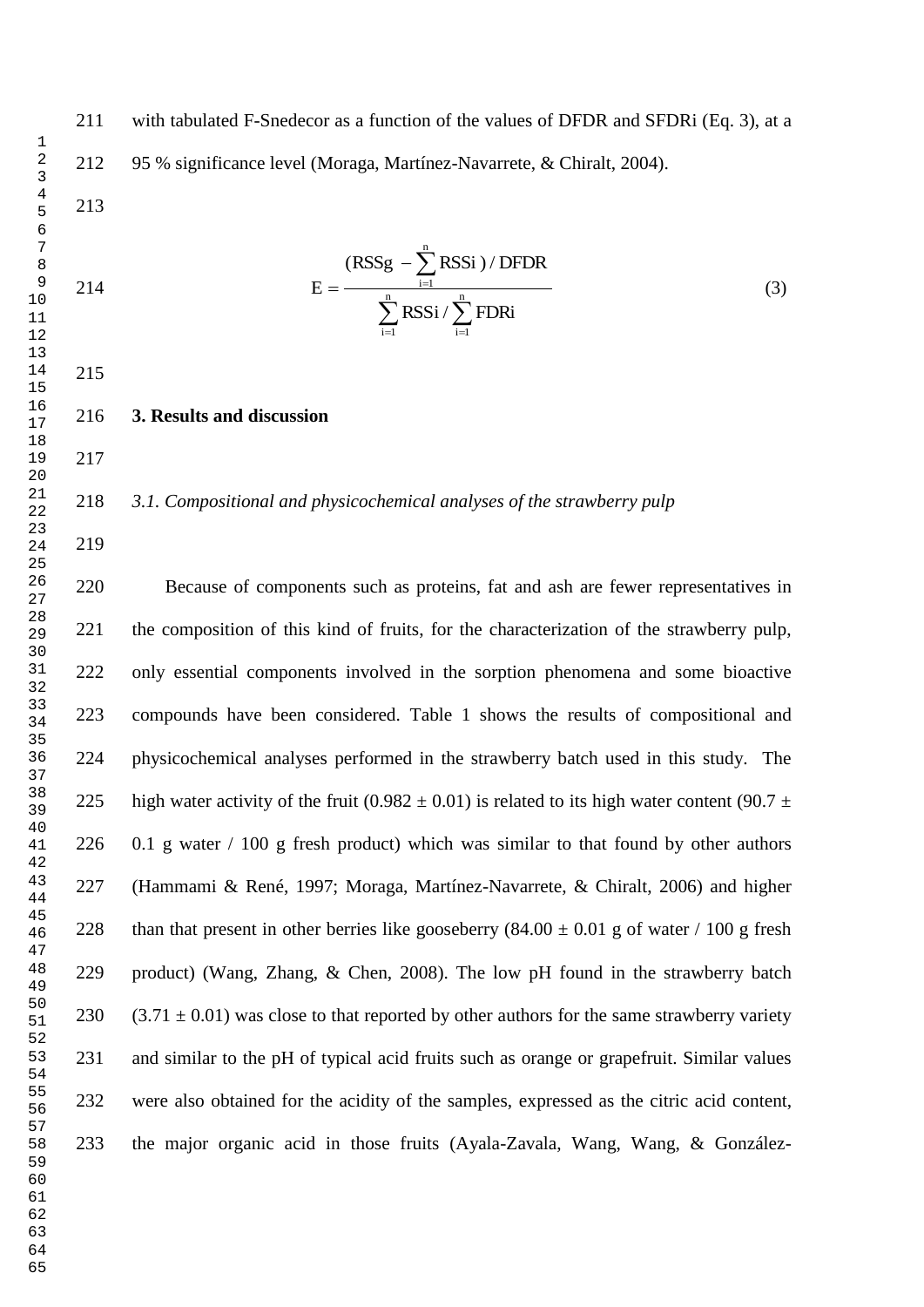with tabulated F-Snedecor as a function of the values of DFDR and SFDRi (Eq. 3), at a 95 % significance level (Moraga, Martínez-Navarrete, & Chiralt, 2004).

$$E = \frac{(RSSg - \sum_{i=1}^{n} RSSi) / DFDR}{\sum_{i=1}^{n} RSSi / \sum_{i=1}^{n} FDRi} \quad (3)$$

## 3. Results and discussion

### *3.1. Compositional and physicochemical analyses of the strawberry pulp*

Because of components such as proteins, fat and ash are fewer representatives in the composition of this kind of fruits, for the characterization of the strawberry pulp, only essential components involved in the sorption phenomena and some bioactive compounds have been considered. Table 1 shows the results of compositional and physicochemical analyses performed in the strawberry batch used in this study. The high water activity of the fruit ($0.982 \pm 0.01$) is related to its high water content ($90.7 \pm 0.1$ g water / 100 g fresh product) which was similar to that found by other authors (Hammami & René, 1997; Moraga, Martínez-Navarrete, & Chiralt, 2006) and higher than that present in other berries like gooseberry ($84.00 \pm 0.01$ g of water / 100 g fresh product) (Wang, Zhang, & Chen, 2008). The low pH found in the strawberry batch ($3.71 \pm 0.01$) was close to that reported by other authors for the same strawberry variety and similar to the pH of typical acid fruits such as orange or grapefruit. Similar values were also obtained for the acidity of the samples, expressed as the citric acid content, the major organic acid in those fruits (Ayala-Zavala, Wang, Wang, & González-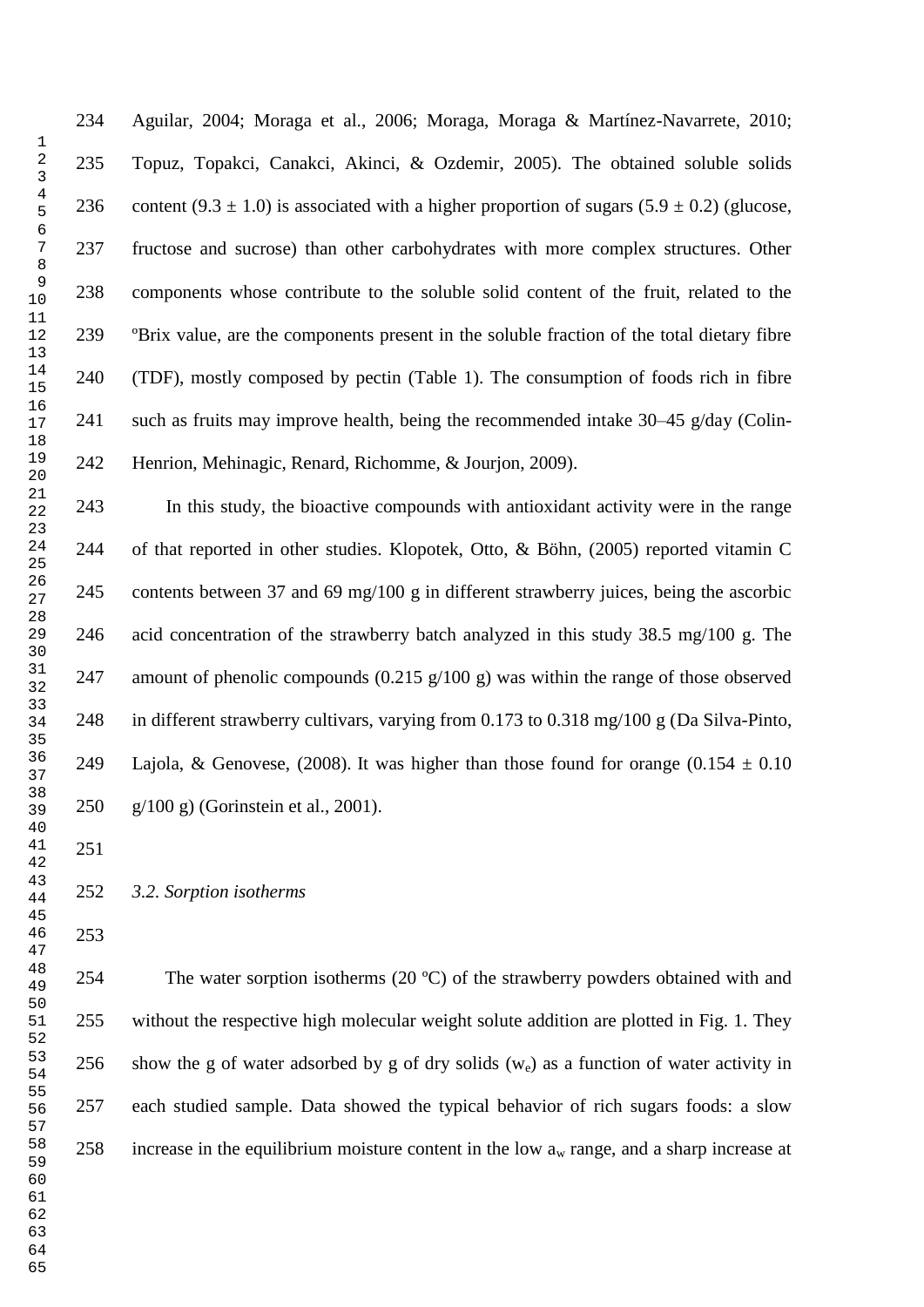Aguilar, 2004; Moraga et al., 2006; Moraga, Moraga & Martínez-Navarrete, 2010; Topuz, Topakci, Canakci, Akinci, & Ozdemir, 2005). The obtained soluble solids content (9.3 ± 1.0) is associated with a higher proportion of sugars (5.9 ± 0.2) (glucose, fructose and sucrose) than other carbohydrates with more complex structures. Other components whose contribute to the soluble solid content of the fruit, related to the ºBrix value, are the components present in the soluble fraction of the total dietary fibre (TDF), mostly composed by pectin (Table 1). The consumption of foods rich in fibre such as fruits may improve health, being the recommended intake 30–45 g/day (Colin-Henrion, Mehinagic, Renard, Richomme, & Jourjon, 2009).

In this study, the bioactive compounds with antioxidant activity were in the range of that reported in other studies. Klopotek, Otto, & Böhn, (2005) reported vitamin C contents between 37 and 69 mg/100 g in different strawberry juices, being the ascorbic acid concentration of the strawberry batch analyzed in this study 38.5 mg/100 g. The amount of phenolic compounds (0.215 g/100 g) was within the range of those observed in different strawberry cultivars, varying from 0.173 to 0.318 mg/100 g (Da Silva-Pinto, Lajola, & Genovese, (2008). It was higher than those found for orange (0.154 ± 0.10 g/100 g) (Gorinstein et al., 2001).

### *3.2. Sorption isotherms*

The water sorption isotherms (20 ºC) of the strawberry powders obtained with and without the respective high molecular weight solute addition are plotted in Fig. 1. They show the g of water adsorbed by g of dry solids ($w_e$) as a function of water activity in each studied sample. Data showed the typical behavior of rich sugars foods: a slow increase in the equilibrium moisture content in the low $a_w$ range, and a sharp increase at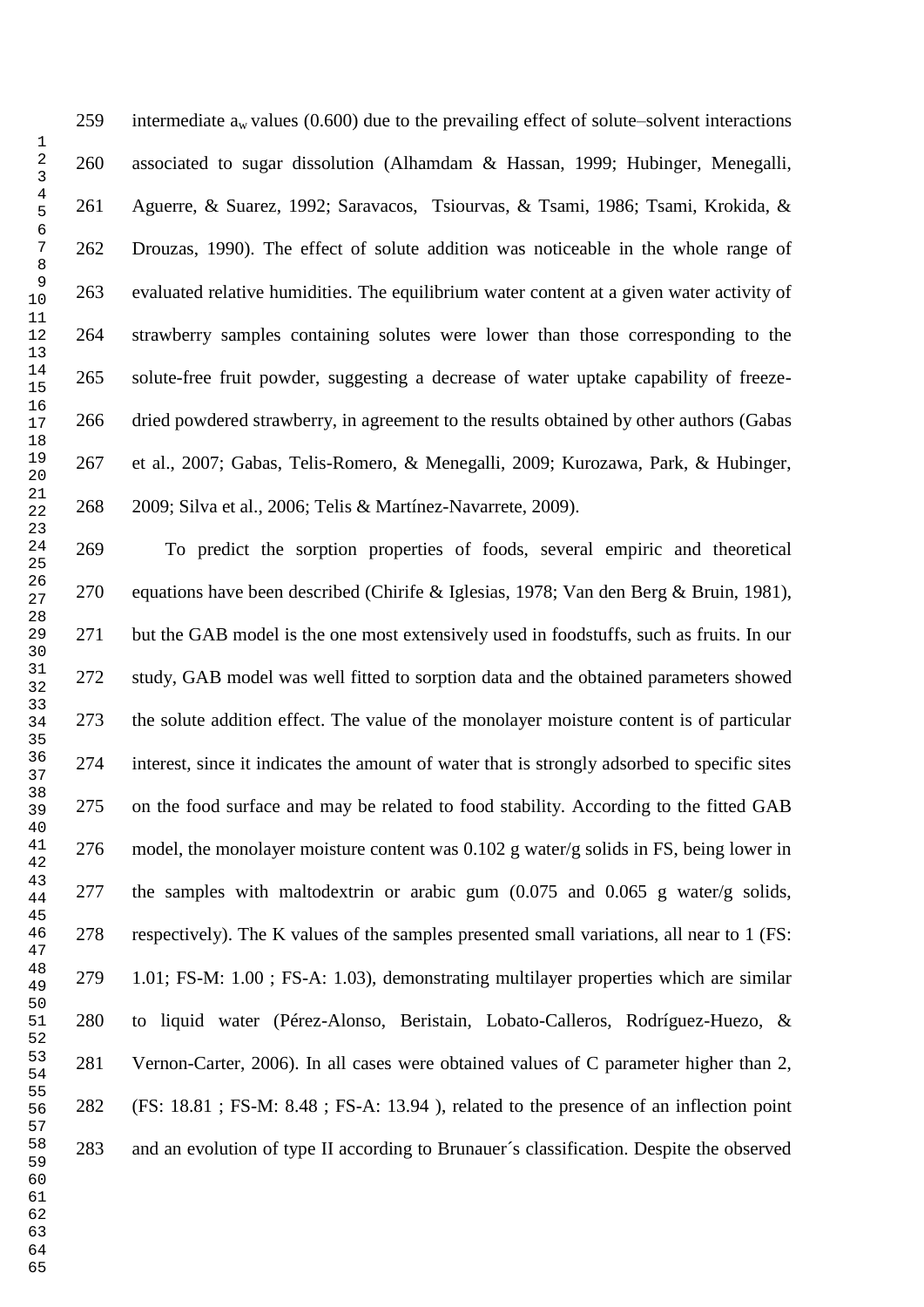intermediate $a_w$ values (0.600) due to the prevailing effect of solute–solvent interactions associated to sugar dissolution (Alhamdam & Hassan, 1999; Hubinger, Menegalli, Aguerre, & Suarez, 1992; Saravacos, Tsiourvas, & Tsami, 1986; Tsami, Krokida, & Drouzas, 1990). The effect of solute addition was noticeable in the whole range of evaluated relative humidities. The equilibrium water content at a given water activity of strawberry samples containing solutes were lower than those corresponding to the solute-free fruit powder, suggesting a decrease of water uptake capability of freeze-dried powdered strawberry, in agreement to the results obtained by other authors (Gabas et al., 2007; Gabas, Telis-Romero, & Menegalli, 2009; Kurozawa, Park, & Hubinger, 2009; Silva et al., 2006; Telis & Martínez-Navarrete, 2009).

To predict the sorption properties of foods, several empiric and theoretical equations have been described (Chirife & Iglesias, 1978; Van den Berg & Bruin, 1981), but the GAB model is the one most extensively used in foodstuffs, such as fruits. In our study, GAB model was well fitted to sorption data and the obtained parameters showed the solute addition effect. The value of the monolayer moisture content is of particular interest, since it indicates the amount of water that is strongly adsorbed to specific sites on the food surface and may be related to food stability. According to the fitted GAB model, the monolayer moisture content was 0.102 g water/g solids in FS, being lower in the samples with maltodextrin or arabic gum (0.075 and 0.065 g water/g solids, respectively). The K values of the samples presented small variations, all near to 1 (FS: 1.01; FS-M: 1.00 ; FS-A: 1.03), demonstrating multilayer properties which are similar to liquid water (Pérez-Alonso, Beristain, Lobato-Calleros, Rodríguez-Huezo, & Vernon-Carter, 2006). In all cases were obtained values of C parameter higher than 2, (FS: 18.81 ; FS-M: 8.48 ; FS-A: 13.94 ), related to the presence of an inflection point and an evolution of type II according to Brunauer´s classification. Despite the observed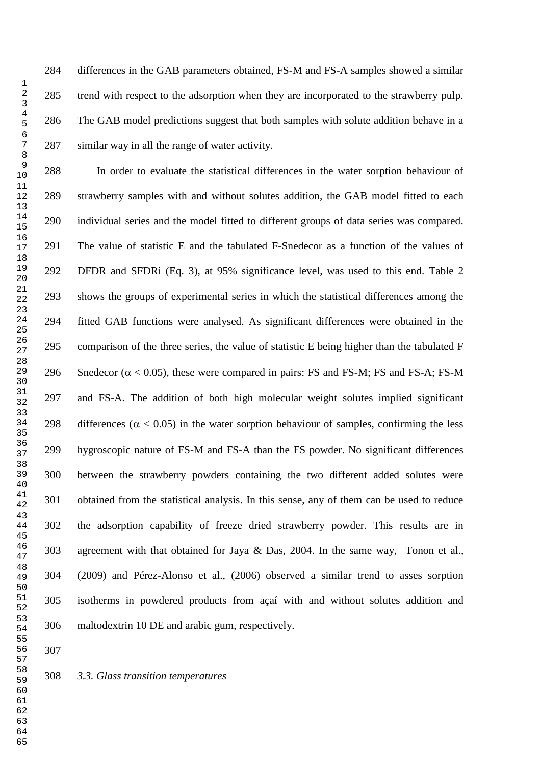differences in the GAB parameters obtained, FS-M and FS-A samples showed a similar trend with respect to the adsorption when they are incorporated to the strawberry pulp. The GAB model predictions suggest that both samples with solute addition behave in a similar way in all the range of water activity.

In order to evaluate the statistical differences in the water sorption behaviour of strawberry samples with and without solutes addition, the GAB model fitted to each individual series and the model fitted to different groups of data series was compared. The value of statistic E and the tabulated F-Snedecor as a function of the values of DFDR and SFDRi (Eq. 3), at 95% significance level, was used to this end. Table 2 shows the groups of experimental series in which the statistical differences among the fitted GAB functions were analysed. As significant differences were obtained in the comparison of the three series, the value of statistic E being higher than the tabulated F Snedecor ($\alpha < 0.05$), these were compared in pairs: FS and FS-M; FS and FS-A; FS-M and FS-A. The addition of both high molecular weight solutes implied significant differences ($\alpha < 0.05$) in the water sorption behaviour of samples, confirming the less hygroscopic nature of FS-M and FS-A than the FS powder. No significant differences between the strawberry powders containing the two different added solutes were obtained from the statistical analysis. In this sense, any of them can be used to reduce the adsorption capability of freeze dried strawberry powder. This results are in agreement with that obtained for Jaya & Das, 2004. In the same way, Tonon et al., (2009) and Pérez-Alonso et al., (2006) observed a similar trend to asses sorption isotherms in powdered products from açaí with and without solutes addition and maltodextrin 10 DE and arabic gum, respectively.

### *3.3. Glass transition temperatures*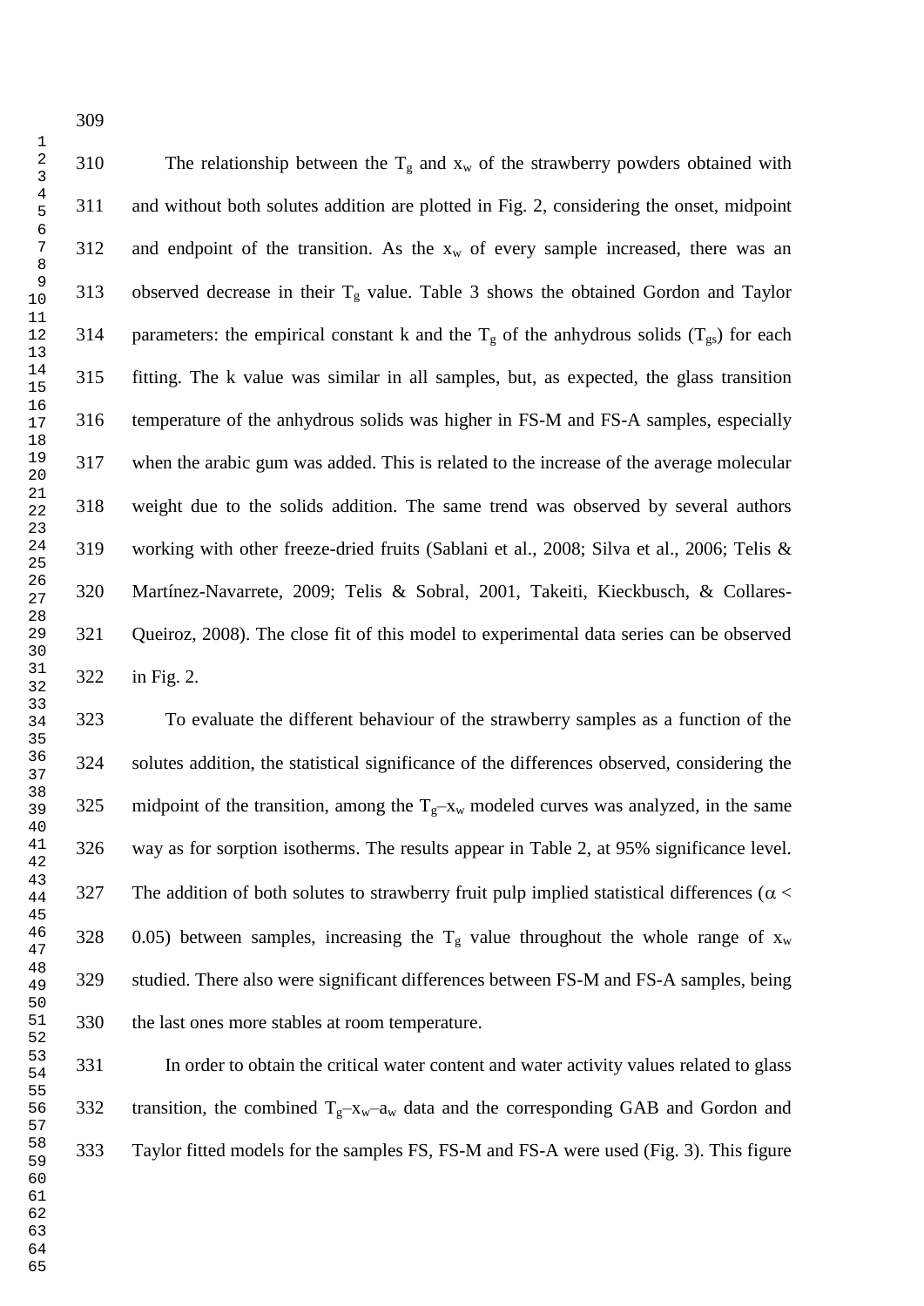The relationship between the $T_g$ and $x_w$ of the strawberry powders obtained with and without both solutes addition are plotted in Fig. 2, considering the onset, midpoint and endpoint of the transition. As the $x_w$ of every sample increased, there was an observed decrease in their $T_g$ value. Table 3 shows the obtained Gordon and Taylor parameters: the empirical constant k and the $T_g$ of the anhydrous solids ($T_{gs}$) for each fitting. The k value was similar in all samples, but, as expected, the glass transition temperature of the anhydrous solids was higher in FS-M and FS-A samples, especially when the arabic gum was added. This is related to the increase of the average molecular weight due to the solids addition. The same trend was observed by several authors working with other freeze-dried fruits (Sablani et al., 2008; Silva et al., 2006; Telis & Martínez-Navarrete, 2009; Telis & Sobral, 2001, Takeiti, Kieckbusch, & Collares-Queiroz, 2008). The close fit of this model to experimental data series can be observed in Fig. 2.

To evaluate the different behaviour of the strawberry samples as a function of the solutes addition, the statistical significance of the differences observed, considering the midpoint of the transition, among the $T_g$–$x_w$ modeled curves was analyzed, in the same way as for sorption isotherms. The results appear in Table 2, at 95% significance level. The addition of both solutes to strawberry fruit pulp implied statistical differences ($\alpha < 0.05$) between samples, increasing the $T_g$ value throughout the whole range of $x_w$ studied. There also were significant differences between FS-M and FS-A samples, being the last ones more stables at room temperature.

In order to obtain the critical water content and water activity values related to glass transition, the combined $T_g$–$x_w$–$a_w$ data and the corresponding GAB and Gordon and Taylor fitted models for the samples FS, FS-M and FS-A were used (Fig. 3). This figure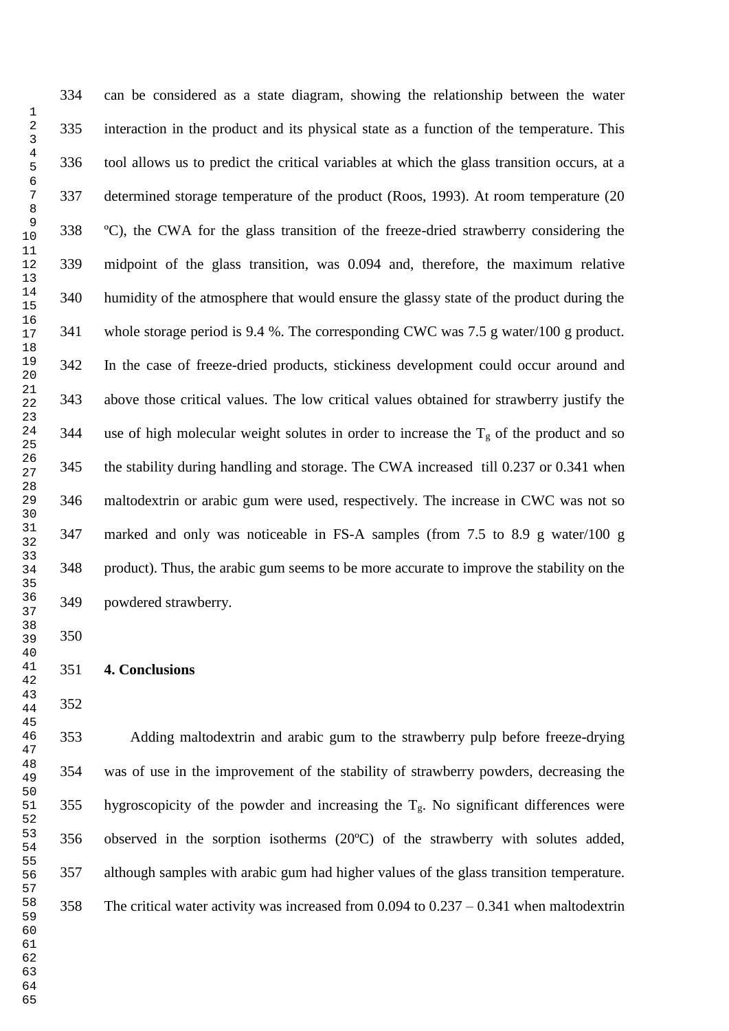can be considered as a state diagram, showing the relationship between the water interaction in the product and its physical state as a function of the temperature. This tool allows us to predict the critical variables at which the glass transition occurs, at a determined storage temperature of the product (Roos, 1993). At room temperature (20 ºC), the CWA for the glass transition of the freeze-dried strawberry considering the midpoint of the glass transition, was 0.094 and, therefore, the maximum relative humidity of the atmosphere that would ensure the glassy state of the product during the whole storage period is 9.4 %. The corresponding CWC was 7.5 g water/100 g product. In the case of freeze-dried products, stickiness development could occur around and above those critical values. The low critical values obtained for strawberry justify the use of high molecular weight solutes in order to increase the $T_g$ of the product and so the stability during handling and storage. The CWA increased till 0.237 or 0.341 when maltodextrin or arabic gum were used, respectively. The increase in CWC was not so marked and only was noticeable in FS-A samples (from 7.5 to 8.9 g water/100 g product). Thus, the arabic gum seems to be more accurate to improve the stability on the powdered strawberry.

## 4. Conclusions

Adding maltodextrin and arabic gum to the strawberry pulp before freeze-drying was of use in the improvement of the stability of strawberry powders, decreasing the hygroscopicity of the powder and increasing the $T_g$. No significant differences were observed in the sorption isotherms (20ºC) of the strawberry with solutes added, although samples with arabic gum had higher values of the glass transition temperature. The critical water activity was increased from 0.094 to 0.237 – 0.341 when maltodextrin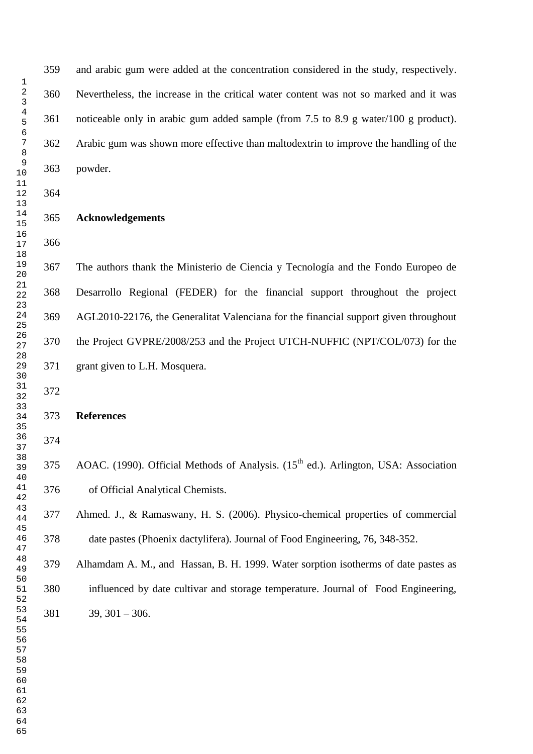and arabic gum were added at the concentration considered in the study, respectively. Nevertheless, the increase in the critical water content was not so marked and it was noticeable only in arabic gum added sample (from 7.5 to 8.9 g water/100 g product). Arabic gum was shown more effective than maltodextrin to improve the handling of the powder.

## Acknowledgements

The authors thank the Ministerio de Ciencia y Tecnología and the Fondo Europeo de Desarrollo Regional (FEDER) for the financial support throughout the project AGL2010-22176, the Generalitat Valenciana for the financial support given throughout the Project GVPRE/2008/253 and the Project UTCH-NUFFIC (NPT/COL/073) for the grant given to L.H. Mosquera.

## References

AOAC. (1990). Official Methods of Analysis. (15$^{th}$ ed.). Arlington, USA: Association of Official Analytical Chemists.

Ahmed. J., & Ramaswany, H. S. (2006). Physico-chemical properties of commercial date pastes (Phoenix dactylifera). Journal of Food Engineering, 76, 348-352.

Alhamdam A. M., and Hassan, B. H. 1999. Water sorption isotherms of date pastes as influenced by date cultivar and storage temperature. Journal of Food Engineering, 39, 301 – 306.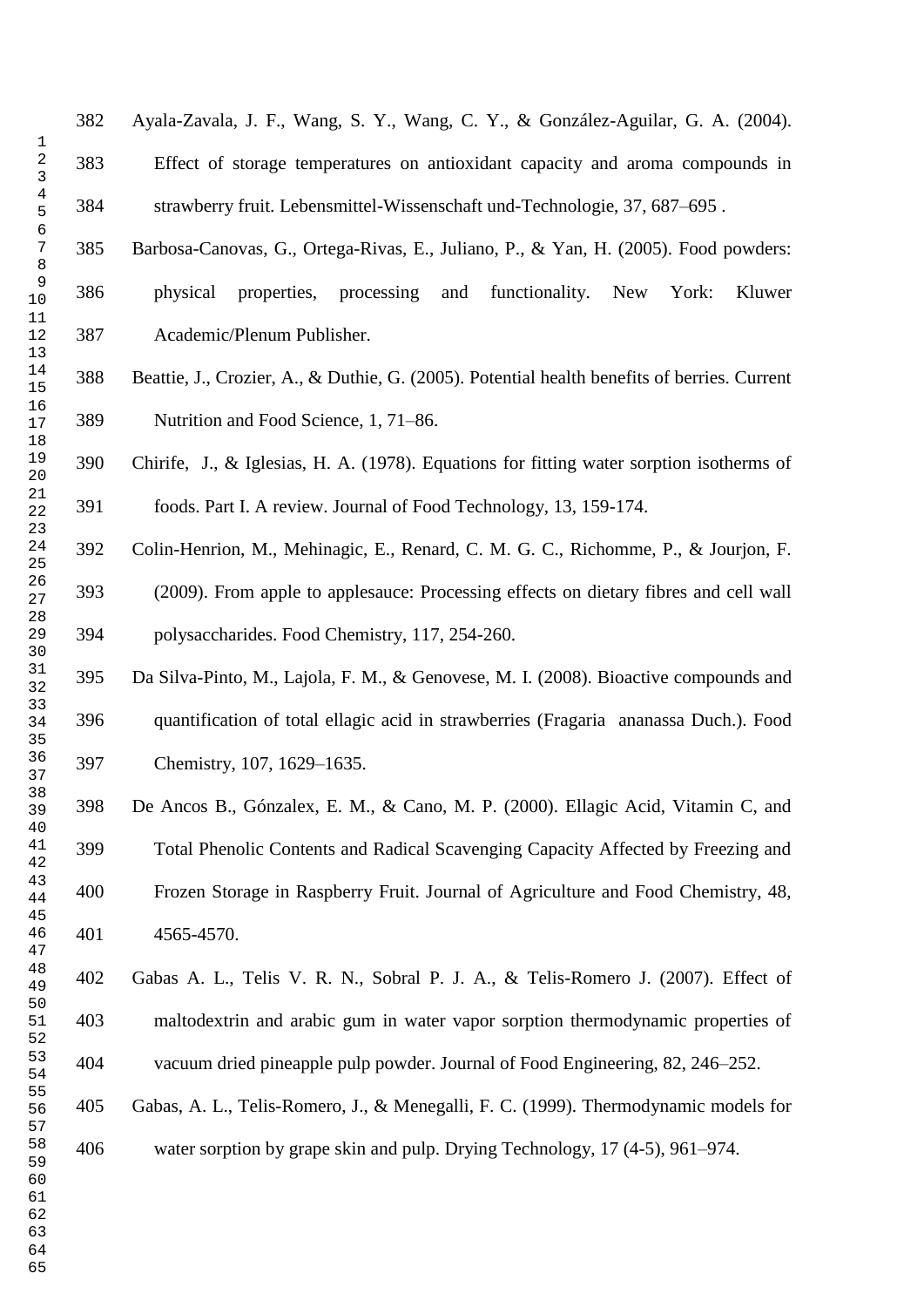Ayala-Zavala, J. F., Wang, S. Y., Wang, C. Y., & González-Aguilar, G. A. (2004). Effect of storage temperatures on antioxidant capacity and aroma compounds in strawberry fruit. Lebensmittel-Wissenschaft und-Technologie, 37, 687–695 .

Barbosa-Canovas, G., Ortega-Rivas, E., Juliano, P., & Yan, H. (2005). Food powders: physical properties, processing and functionality. New York: Kluwer Academic/Plenum Publisher.

Beattie, J., Crozier, A., & Duthie, G. (2005). Potential health benefits of berries. Current Nutrition and Food Science, 1, 71–86.

Chirife, J., & Iglesias, H. A. (1978). Equations for fitting water sorption isotherms of foods. Part I. A review. Journal of Food Technology, 13, 159-174.

Colin-Henrion, M., Mehinagic, E., Renard, C. M. G. C., Richomme, P., & Jourjon, F. (2009). From apple to applesauce: Processing effects on dietary fibres and cell wall polysaccharides. Food Chemistry, 117, 254-260.

Da Silva-Pinto, M., Lajola, F. M., & Genovese, M. I. (2008). Bioactive compounds and quantification of total ellagic acid in strawberries (Fragaria ananassa Duch.). Food Chemistry, 107, 1629–1635.

De Ancos B., Gónzalex, E. M., & Cano, M. P. (2000). Ellagic Acid, Vitamin C, and Total Phenolic Contents and Radical Scavenging Capacity Affected by Freezing and Frozen Storage in Raspberry Fruit. Journal of Agriculture and Food Chemistry, 48, 4565-4570.

Gabas A. L., Telis V. R. N., Sobral P. J. A., & Telis-Romero J. (2007). Effect of maltodextrin and arabic gum in water vapor sorption thermodynamic properties of vacuum dried pineapple pulp powder. Journal of Food Engineering, 82, 246–252.

Gabas, A. L., Telis-Romero, J., & Menegalli, F. C. (1999). Thermodynamic models for water sorption by grape skin and pulp. Drying Technology, 17 (4-5), 961–974.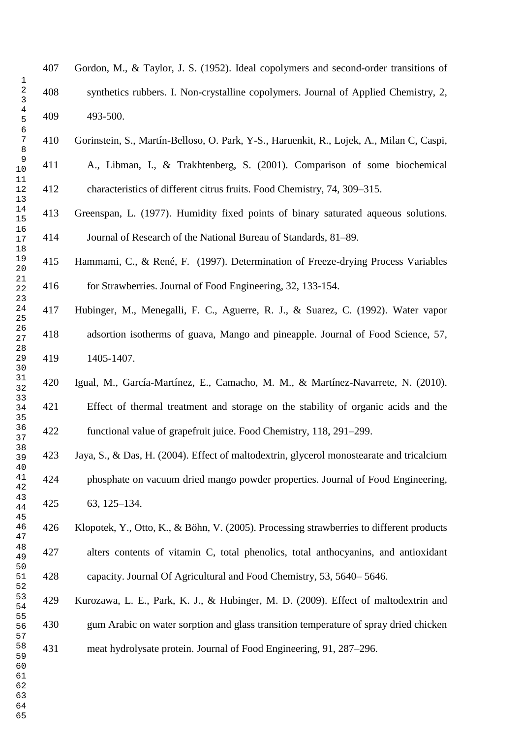Gordon, M., & Taylor, J. S. (1952). Ideal copolymers and second-order transitions of synthetics rubbers. I. Non-crystalline copolymers. Journal of Applied Chemistry, 2, 493-500.

Gorinstein, S., Martín-Belloso, O. Park, Y-S., Haruenkit, R., Lojek, A., Milan C, Caspi, A., Libman, I., & Trakhtenberg, S. (2001). Comparison of some biochemical characteristics of different citrus fruits. Food Chemistry, 74, 309–315.

Greenspan, L. (1977). Humidity fixed points of binary saturated aqueous solutions. Journal of Research of the National Bureau of Standards, 81–89.

Hammami, C., & René, F. (1997). Determination of Freeze-drying Process Variables for Strawberries. Journal of Food Engineering, 32, 133-154.

Hubinger, M., Menegalli, F. C., Aguerre, R. J., & Suarez, C. (1992). Water vapor adsortion isotherms of guava, Mango and pineapple. Journal of Food Science, 57, 1405-1407.

Igual, M., García-Martínez, E., Camacho, M. M., & Martínez-Navarrete, N. (2010). Effect of thermal treatment and storage on the stability of organic acids and the functional value of grapefruit juice. Food Chemistry, 118, 291–299.

Jaya, S., & Das, H. (2004). Effect of maltodextrin, glycerol monostearate and tricalcium phosphate on vacuum dried mango powder properties. Journal of Food Engineering, 63, 125–134.

Klopotek, Y., Otto, K., & Böhn, V. (2005). Processing strawberries to different products alters contents of vitamin C, total phenolics, total anthocyanins, and antioxidant capacity. Journal Of Agricultural and Food Chemistry, 53, 5640– 5646.

Kurozawa, L. E., Park, K. J., & Hubinger, M. D. (2009). Effect of maltodextrin and gum Arabic on water sorption and glass transition temperature of spray dried chicken meat hydrolysate protein. Journal of Food Engineering, 91, 287–296.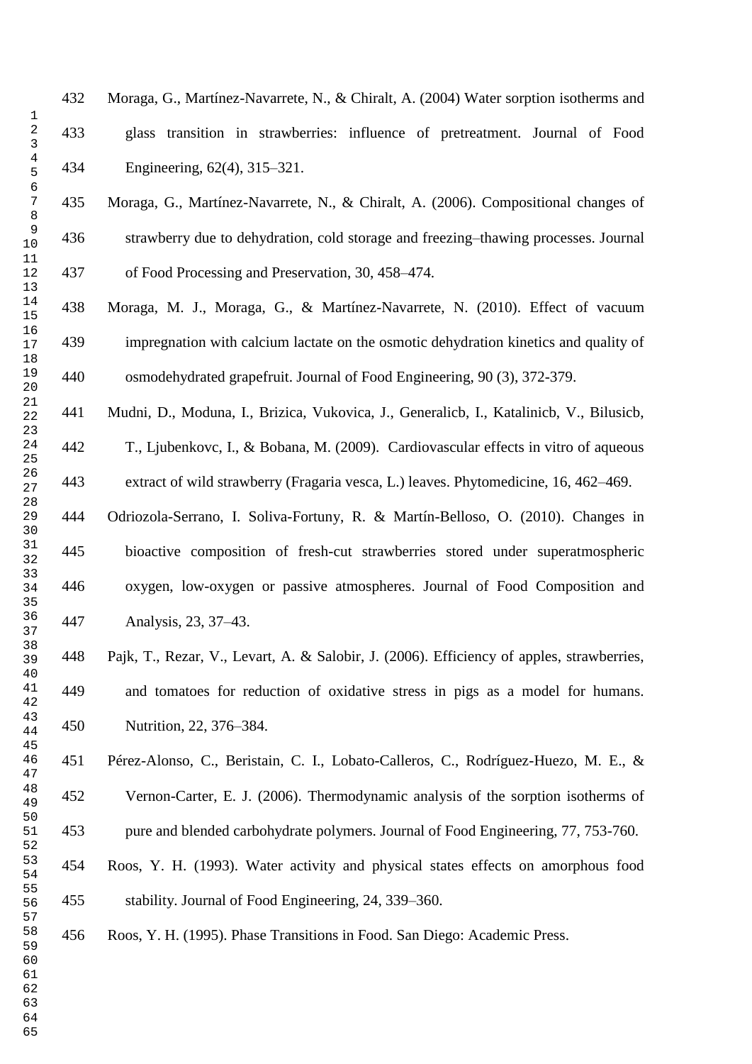Moraga, G., Martínez-Navarrete, N., & Chiralt, A. (2004) Water sorption isotherms and glass transition in strawberries: influence of pretreatment. Journal of Food Engineering, 62(4), 315–321.

Moraga, G., Martínez-Navarrete, N., & Chiralt, A. (2006). Compositional changes of strawberry due to dehydration, cold storage and freezing–thawing processes. Journal of Food Processing and Preservation, 30, 458–474.

Moraga, M. J., Moraga, G., & Martínez-Navarrete, N. (2010). Effect of vacuum impregnation with calcium lactate on the osmotic dehydration kinetics and quality of osmodehydrated grapefruit. Journal of Food Engineering, 90 (3), 372-379.

Mudni, D., Moduna, I., Brizica, Vukovica, J., Generalicb, I., Katalinicb, V., Bilusicb, T., Ljubenkovc, I., & Bobana, M. (2009). Cardiovascular effects in vitro of aqueous extract of wild strawberry (Fragaria vesca, L.) leaves. Phytomedicine, 16, 462–469.

Odriozola-Serrano, I. Soliva-Fortuny, R. & Martín-Belloso, O. (2010). Changes in bioactive composition of fresh-cut strawberries stored under superatmospheric oxygen, low-oxygen or passive atmospheres. Journal of Food Composition and Analysis, 23, 37–43.

Pajk, T., Rezar, V., Levart, A. & Salobir, J. (2006). Efficiency of apples, strawberries, and tomatoes for reduction of oxidative stress in pigs as a model for humans. Nutrition, 22, 376–384.

Pérez-Alonso, C., Beristain, C. I., Lobato-Calleros, C., Rodríguez-Huezo, M. E., & Vernon-Carter, E. J. (2006). Thermodynamic analysis of the sorption isotherms of pure and blended carbohydrate polymers. Journal of Food Engineering, 77, 753-760.

Roos, Y. H. (1993). Water activity and physical states effects on amorphous food stability. Journal of Food Engineering, 24, 339–360.

Roos, Y. H. (1995). Phase Transitions in Food. San Diego: Academic Press.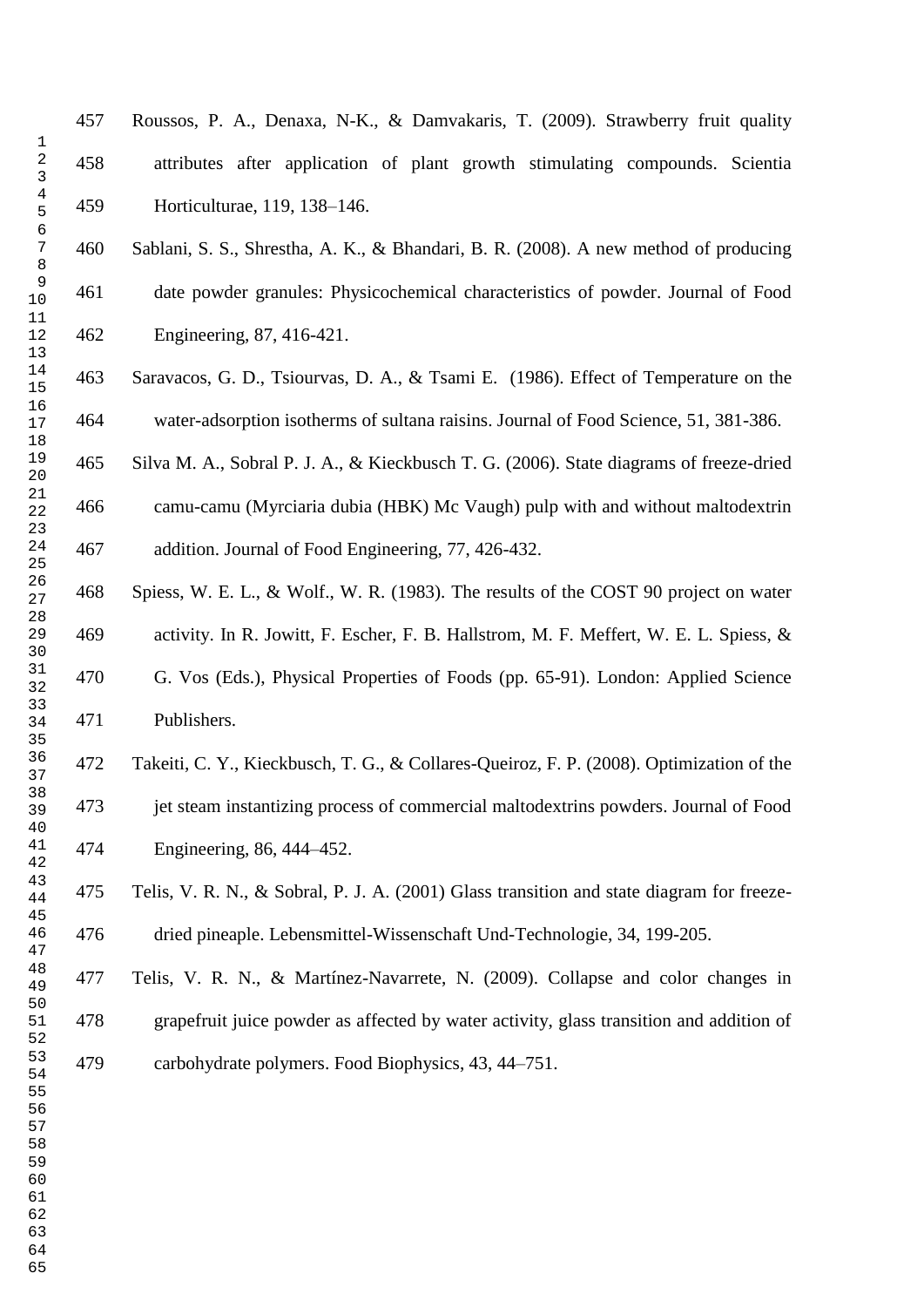Roussos, P. A., Denaxa, N-K., & Damvakaris, T. (2009). Strawberry fruit quality attributes after application of plant growth stimulating compounds. Scientia Horticulturae, 119, 138–146.

Sablani, S. S., Shrestha, A. K., & Bhandari, B. R. (2008). A new method of producing date powder granules: Physicochemical characteristics of powder. Journal of Food Engineering, 87, 416-421.

Saravacos, G. D., Tsiourvas, D. A., & Tsami E. (1986). Effect of Temperature on the water-adsorption isotherms of sultana raisins. Journal of Food Science, 51, 381-386.

Silva M. A., Sobral P. J. A., & Kieckbusch T. G. (2006). State diagrams of freeze-dried camu-camu (Myrciaria dubia (HBK) Mc Vaugh) pulp with and without maltodextrin addition. Journal of Food Engineering, 77, 426-432.

Spiess, W. E. L., & Wolf., W. R. (1983). The results of the COST 90 project on water activity. In R. Jowitt, F. Escher, F. B. Hallstrom, M. F. Meffert, W. E. L. Spiess, & G. Vos (Eds.), Physical Properties of Foods (pp. 65-91). London: Applied Science Publishers.

Takeiti, C. Y., Kieckbusch, T. G., & Collares-Queiroz, F. P. (2008). Optimization of the jet steam instantizing process of commercial maltodextrins powders. Journal of Food Engineering, 86, 444–452.

Telis, V. R. N., & Sobral, P. J. A. (2001) Glass transition and state diagram for freeze-dried pineaple. Lebensmittel-Wissenschaft Und-Technologie, 34, 199-205.

Telis, V. R. N., & Martínez-Navarrete, N. (2009). Collapse and color changes in grapefruit juice powder as affected by water activity, glass transition and addition of carbohydrate polymers. Food Biophysics, 43, 44–751.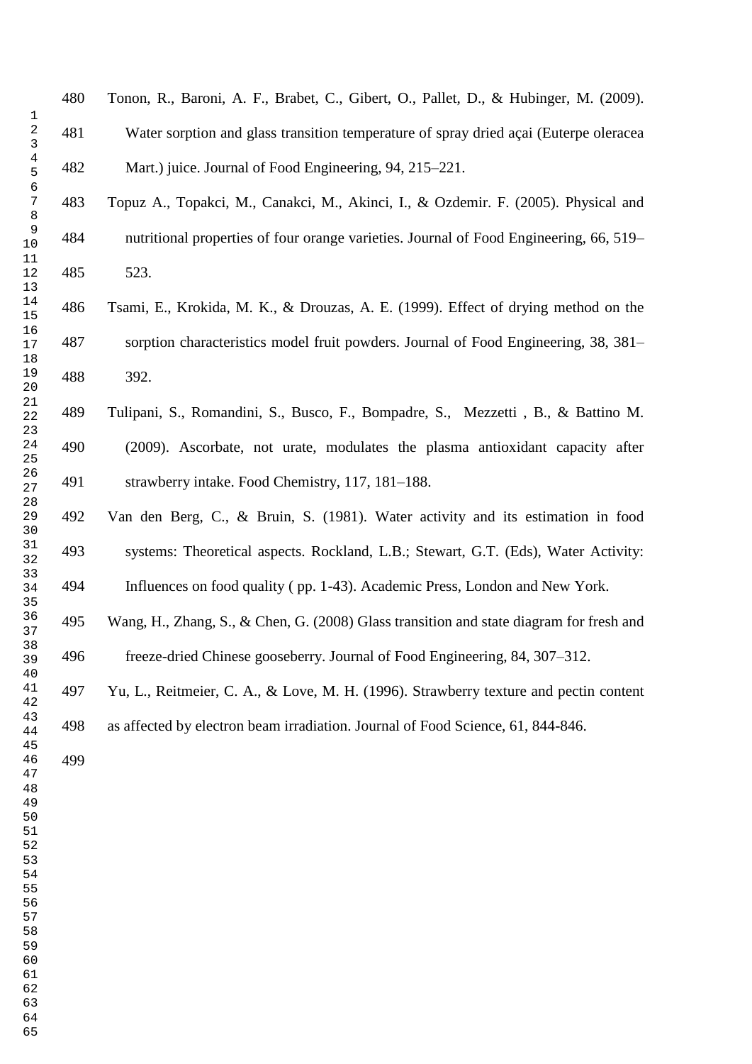Tonon, R., Baroni, A. F., Brabet, C., Gibert, O., Pallet, D., & Hubinger, M. (2009). Water sorption and glass transition temperature of spray dried açai (Euterpe oleracea Mart.) juice. Journal of Food Engineering, 94, 215–221.

Topuz A., Topakci, M., Canakci, M., Akinci, I., & Ozdemir. F. (2005). Physical and nutritional properties of four orange varieties. Journal of Food Engineering, 66, 519–523.

Tsami, E., Krokida, M. K., & Drouzas, A. E. (1999). Effect of drying method on the sorption characteristics model fruit powders. Journal of Food Engineering, 38, 381–392.

Tulipani, S., Romandini, S., Busco, F., Bompadre, S., Mezzetti , B., & Battino M. (2009). Ascorbate, not urate, modulates the plasma antioxidant capacity after strawberry intake. Food Chemistry, 117, 181–188.

Van den Berg, C., & Bruin, S. (1981). Water activity and its estimation in food systems: Theoretical aspects. Rockland, L.B.; Stewart, G.T. (Eds), Water Activity: Influences on food quality ( pp. 1-43). Academic Press, London and New York.

Wang, H., Zhang, S., & Chen, G. (2008) Glass transition and state diagram for fresh and freeze-dried Chinese gooseberry. Journal of Food Engineering, 84, 307–312.

Yu, L., Reitmeier, C. A., & Love, M. H. (1996). Strawberry texture and pectin content as affected by electron beam irradiation. Journal of Food Science, 61, 844-846.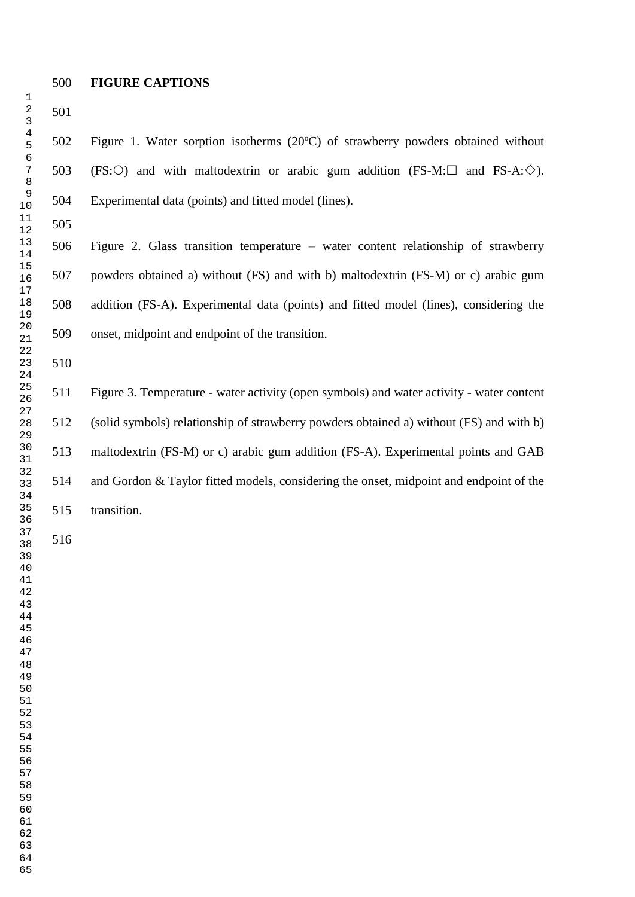**FIGURE CAPTIONS**

Figure 1. Water sorption isotherms (20ºC) of strawberry powders obtained without (FS:○) and with maltodextrin or arabic gum addition (FS-M:□ and FS-A:◇). Experimental data (points) and fitted model (lines).

Figure 2. Glass transition temperature – water content relationship of strawberry powders obtained a) without (FS) and with b) maltodextrin (FS-M) or c) arabic gum addition (FS-A). Experimental data (points) and fitted model (lines), considering the onset, midpoint and endpoint of the transition.

Figure 3. Temperature - water activity (open symbols) and water activity - water content (solid symbols) relationship of strawberry powders obtained a) without (FS) and with b) maltodextrin (FS-M) or c) arabic gum addition (FS-A). Experimental points and GAB and Gordon & Taylor fitted models, considering the onset, midpoint and endpoint of the transition.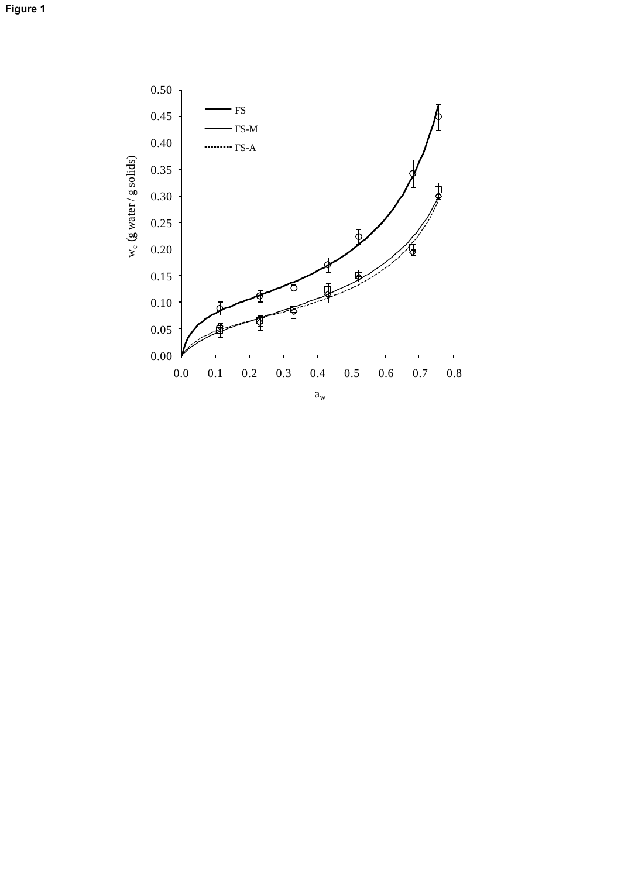**Figure 1**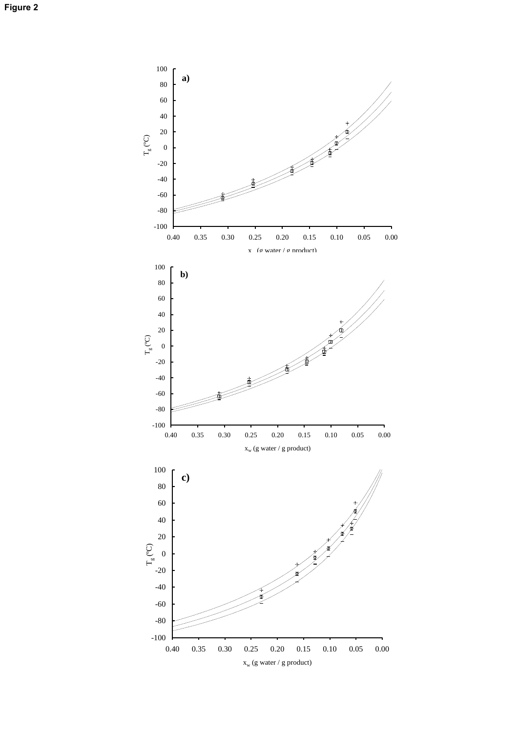**Figure 2**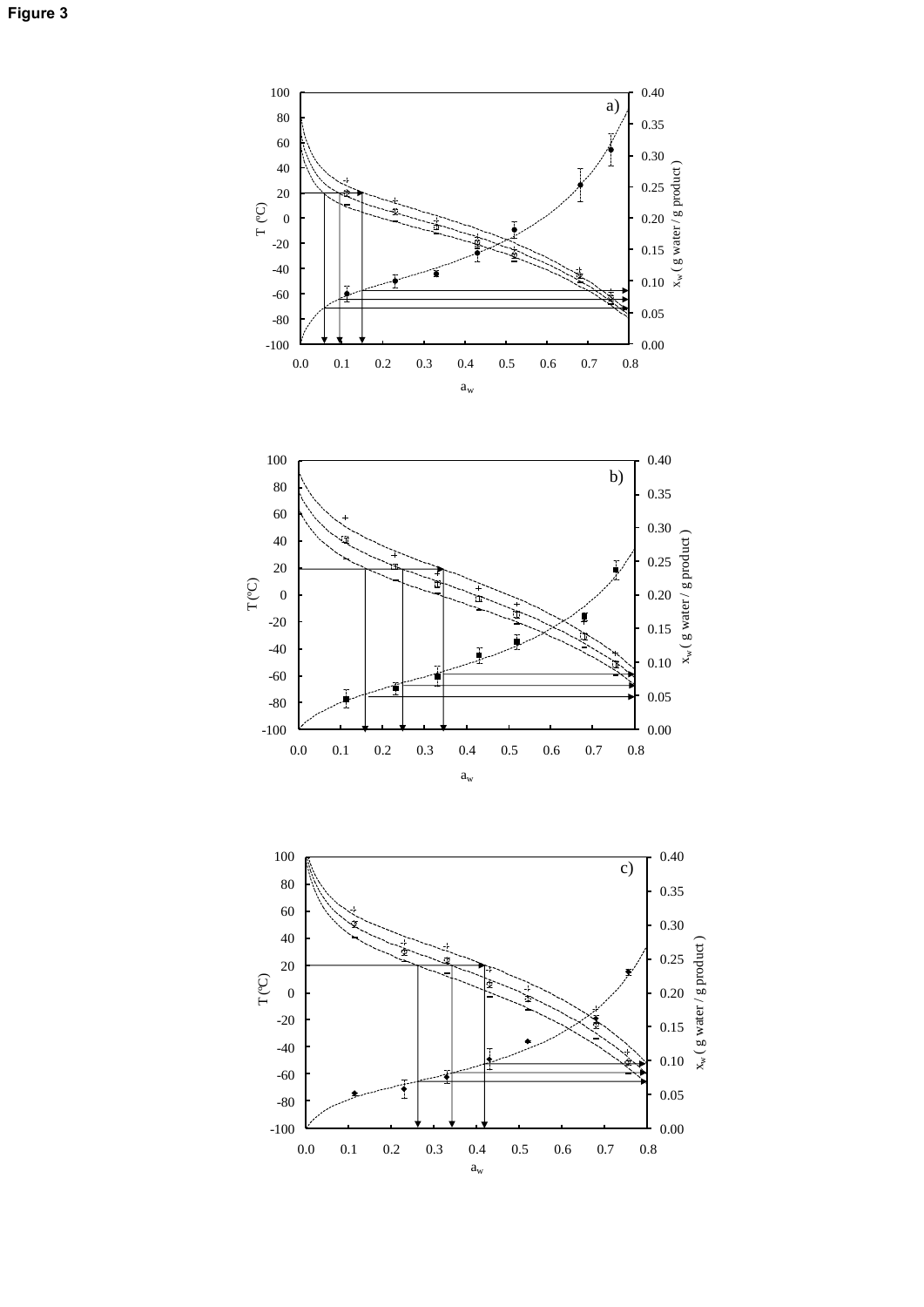**Figure 3**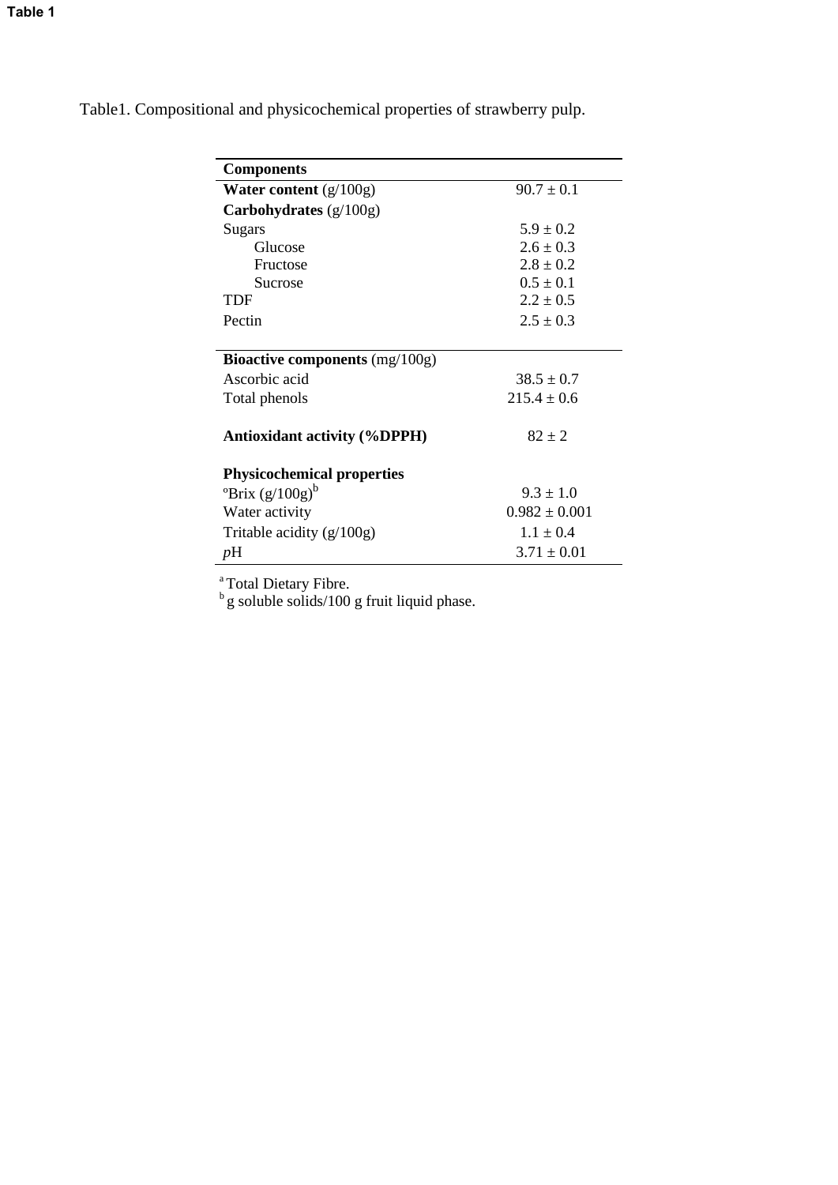Table 1

Table1. Compositional and physicochemical properties of strawberry pulp.

| Components | |
|---|---|
| **Water content** (g/100g) | $90.7 \pm 0.1$ |
| **Carbohydrates** (g/100g) | |
| Sugars | $5.9 \pm 0.2$ |
| Glucose | $2.6 \pm 0.3$ |
| Fructose | $2.8 \pm 0.2$ |
| Sucrose | $0.5 \pm 0.1$ |
| TDF | $2.2 \pm 0.5$ |
| Pectin | $2.5 \pm 0.3$ |
| **Bioactive components** (mg/100g) | |
| Ascorbic acid | $38.5 \pm 0.7$ |
| Total phenols | $215.4 \pm 0.6$ |
| **Antioxidant activity (%DPPH)** | $82 \pm 2$ |
| **Physicochemical properties** | |
| ºBrix (g/100g)[b] | $9.3 \pm 1.0$ |
| Water activity | $0.982 \pm 0.001$ |
| Tritable acidity (g/100g) | $1.1 \pm 0.4$ |
| *p*H | $3.71 \pm 0.01$ |

[a] Total Dietary Fibre.
[b] g soluble solids/100 g fruit liquid phase.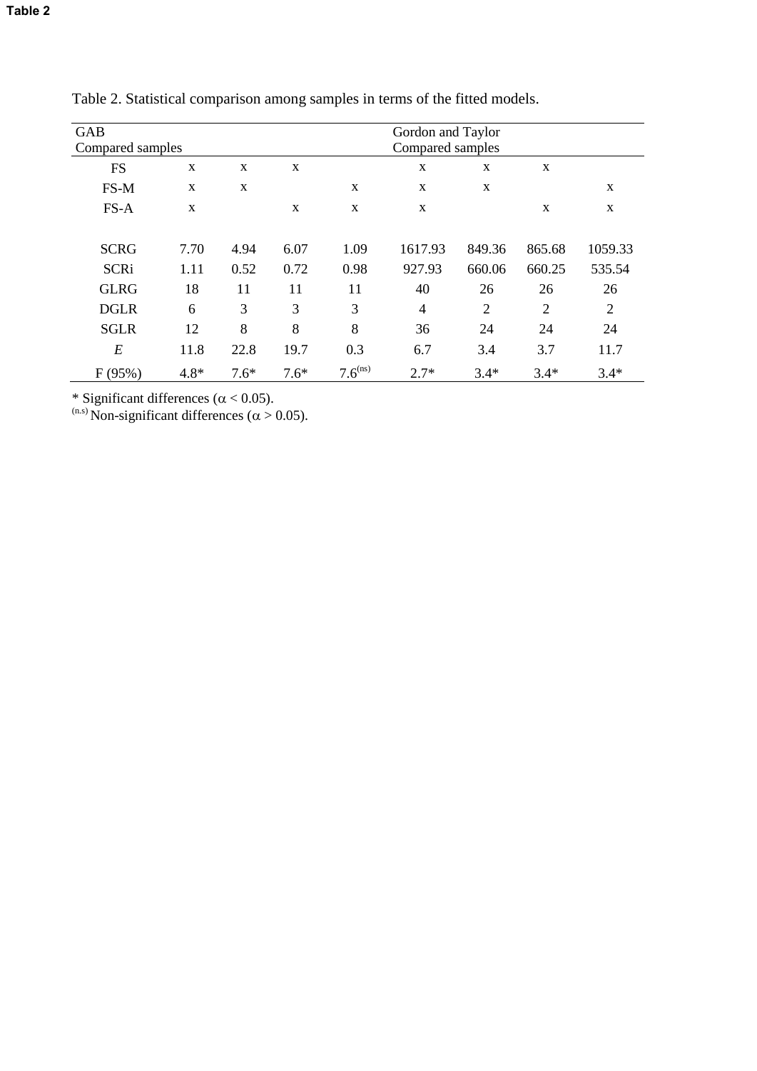**Table 2**

Table 2. Statistical comparison among samples in terms of the fitted models.

| GAB Compared samples | | | | | Gordon and Taylor Compared samples | | | |
|---|---|---|---|---|---|---|---|---|
| FS | x | x | x | | x | x | x | |
| FS-M | x | x | | x | x | x | | x |
| FS-A | x | | x | x | x | | x | x |
| | | | | | | | | |
| SCRG | 7.70 | 4.94 | 6.07 | 1.09 | 1617.93 | 849.36 | 865.68 | 1059.33 |
| SCRi | 1.11 | 0.52 | 0.72 | 0.98 | 927.93 | 660.06 | 660.25 | 535.54 |
| GLRG | 18 | 11 | 11 | 11 | 40 | 26 | 26 | 26 |
| DGLR | 6 | 3 | 3 | 3 | 4 | 2 | 2 | 2 |
| SGLR | 12 | 8 | 8 | 8 | 36 | 24 | 24 | 24 |
| *E* | 11.8 | 22.8 | 19.7 | 0.3 | 6.7 | 3.4 | 3.7 | 11.7 |
| F (95%) | 4.8* | 7.6* | 7.6* | 7.6$^{(ns)}$ | 2.7* | 3.4* | 3.4* | 3.4* |

* Significant differences ($\alpha < 0.05$).

$^{(n.s)}$ Non-significant differences ($\alpha > 0.05$).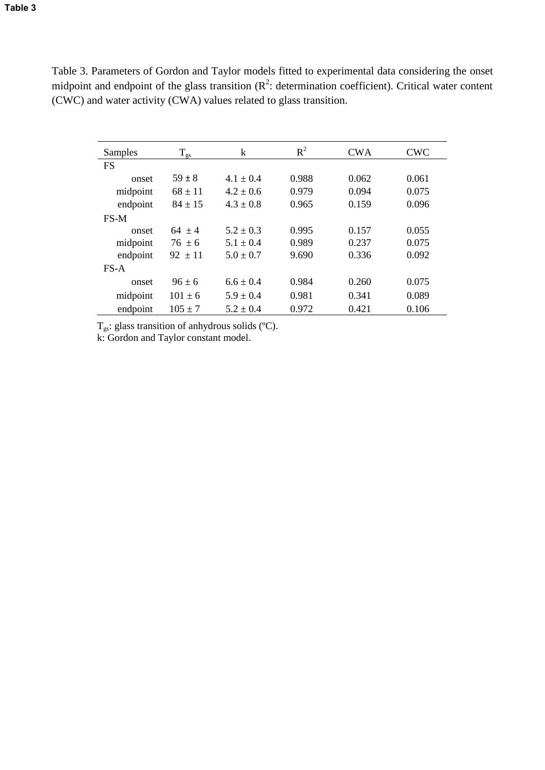**Table 3**

Table 3. Parameters of Gordon and Taylor models fitted to experimental data considering the onset midpoint and endpoint of the glass transition ($R^2$: determination coefficient). Critical water content (CWC) and water activity (CWA) values related to glass transition.

| Samples | $T_{gs}$ | k | $R^2$ | CWA | CWC |
|---|---|---|---|---|---|
| FS | | | | | |
| onset | 59 ± 8 | 4.1 ± 0.4 | 0.988 | 0.062 | 0.061 |
| midpoint | 68 ± 11 | 4.2 ± 0.6 | 0.979 | 0.094 | 0.075 |
| endpoint | 84 ± 15 | 4.3 ± 0.8 | 0.965 | 0.159 | 0.096 |
| FS-M | | | | | |
| onset | 64 ± 4 | 5.2 ± 0.3 | 0.995 | 0.157 | 0.055 |
| midpoint | 76 ± 6 | 5.1 ± 0.4 | 0.989 | 0.237 | 0.075 |
| endpoint | 92 ± 11 | 5.0 ± 0.7 | 9.690 | 0.336 | 0.092 |
| FS-A | | | | | |
| onset | 96 ± 6 | 6.6 ± 0.4 | 0.984 | 0.260 | 0.075 |
| midpoint | 101 ± 6 | 5.9 ± 0.4 | 0.981 | 0.341 | 0.089 |
| endpoint | 105 ± 7 | 5.2 ± 0.4 | 0.972 | 0.421 | 0.106 |

$T_{gs}$: glass transition of anhydrous solids (ºC).
k: Gordon and Taylor constant model.